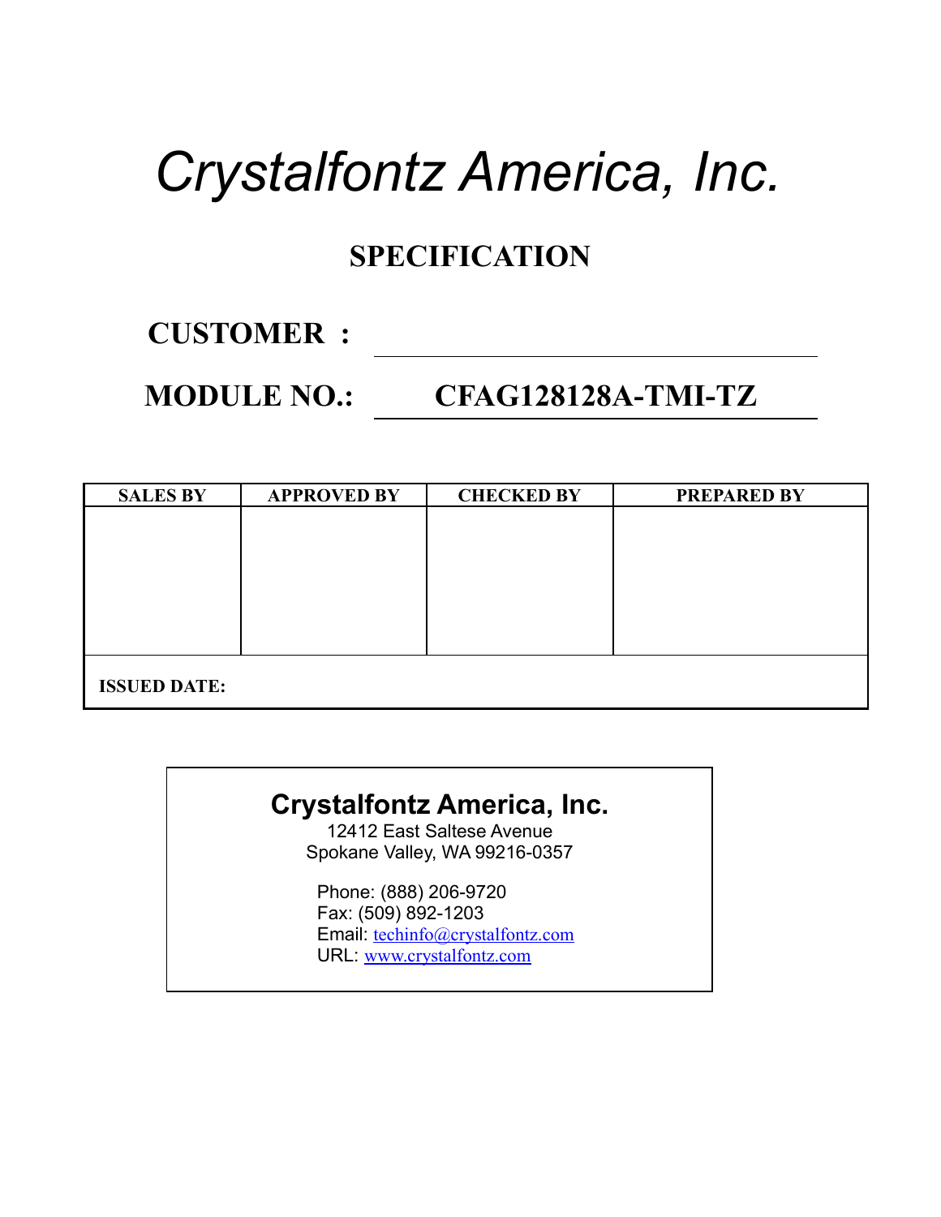# *Crystalfontz America, Inc.*

## SPECIFICATION

**CUSTOMER :** 

**MODULE NO.:** **CFAG128128A-TMI-TZ**

| SALES BY | APPROVED BY | CHECKED BY | PREPARED BY |
|---|---|---|---|
| | | | |
| **ISSUED DATE:** | | | |

**Crystalfontz America, Inc.**
12412 East Saltese Avenue
Spokane Valley, WA 99216-0357

Phone: (888) 206-9720
Fax: (509) 892-1203
Email: techinfo@crystalfontz.com
URL: www.crystalfontz.com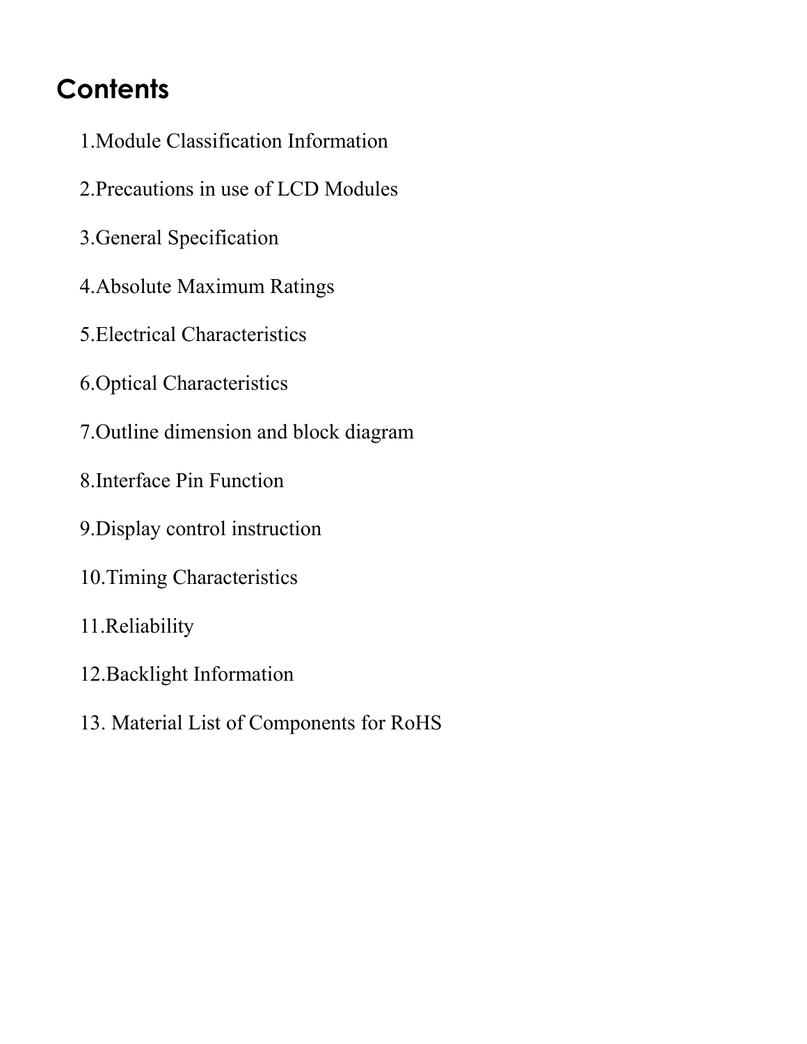# Contents

1.Module Classification Information

2.Precautions in use of LCD Modules

3.General Specification

4.Absolute Maximum Ratings

5.Electrical Characteristics

6.Optical Characteristics

7.Outline dimension and block diagram

8.Interface Pin Function

9.Display control instruction

10.Timing Characteristics

11.Reliability

12.Backlight Information

13. Material List of Components for RoHS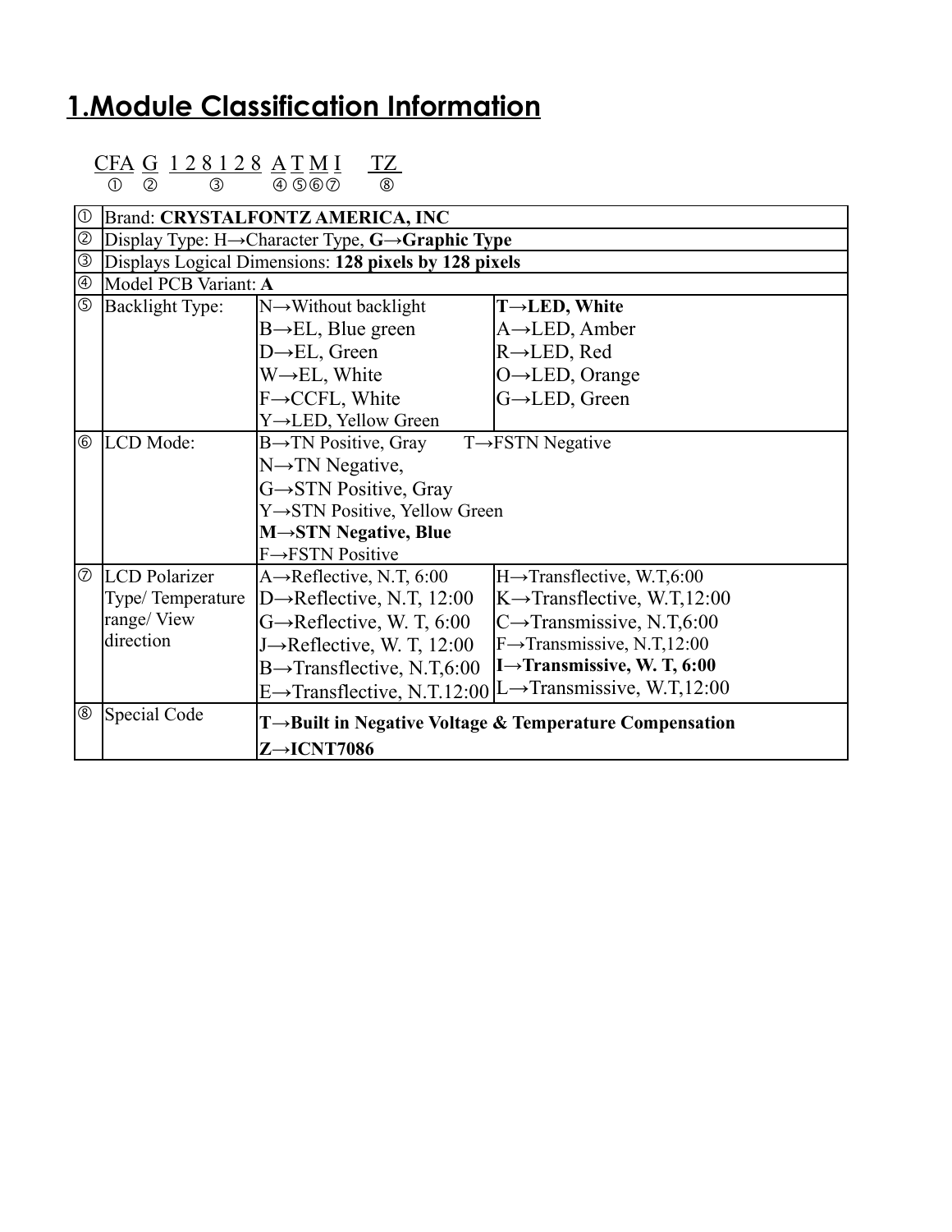# 1.Module Classification Information

CFA G 1 2 8 1 2 8 A T M I TZ
① ② ③ ④ ⑤⑥⑦ ⑧

| | | | |
|---|---|---|---|
| ① | Brand: **CRYSTALFONTZ AMERICA, INC** | | |
| ② | Display Type: H→Character Type, **G→Graphic Type** | | |
| ③ | Displays Logical Dimensions: **128 pixels by 128 pixels** | | |
| ④ | Model PCB Variant: **A** | | |
| ⑤ | Backlight Type: | N→Without backlight<br>B→EL, Blue green<br>D→EL, Green<br>W→EL, White<br>F→CCFL, White<br>Y→LED, Yellow Green | **T→LED, White**<br>A→LED, Amber<br>R→LED, Red<br>O→LED, Orange<br>G→LED, Green |
| ⑥ | LCD Mode: | B→TN Positive, Gray T→FSTN Negative<br>N→TN Negative,<br>G→STN Positive, Gray<br>Y→STN Positive, Yellow Green<br>**M→STN Negative, Blue**<br>F→FSTN Positive | |
| ⑦ | LCD Polarizer Type/ Temperature range/ View direction | A→Reflective, N.T, 6:00<br>D→Reflective, N.T, 12:00<br>G→Reflective, W. T, 6:00<br>J→Reflective, W. T, 12:00<br>B→Transflective, N.T,6:00<br>E→Transflective, N.T.12:00 | H→Transflective, W.T,6:00<br>K→Transflective, W.T,12:00<br>C→Transmissive, N.T,6:00<br>F→Transmissive, N.T,12:00<br>**I→Transmissive, W. T, 6:00**<br>L→Transmissive, W.T,12:00 |
| ⑧ | Special Code | **T→Built in Negative Voltage & Temperature Compensation**<br>**Z→ICNT7086** | |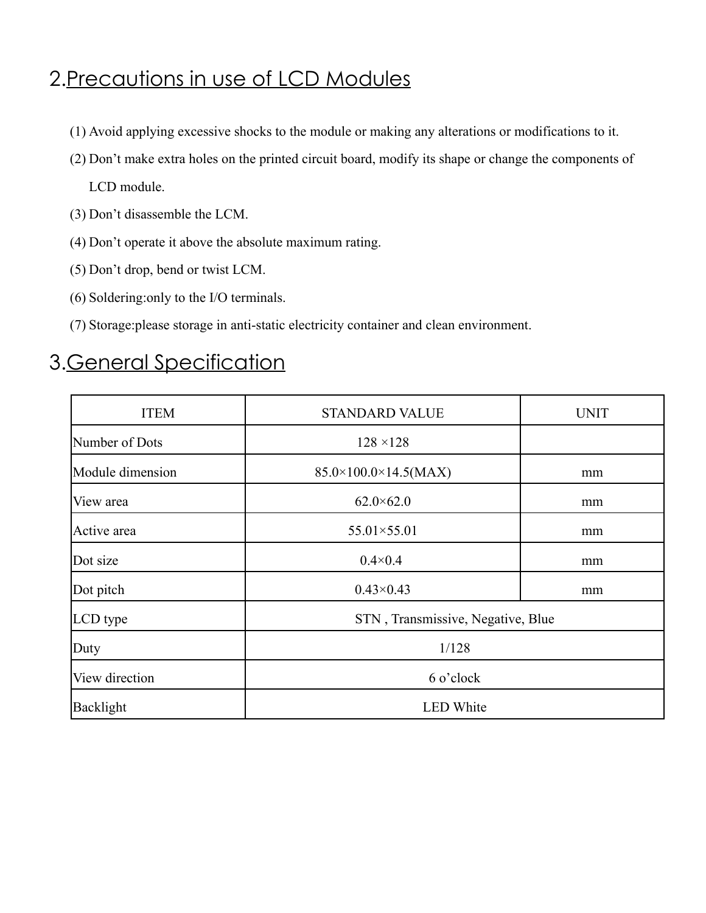## 2.Precautions in use of LCD Modules

(1) Avoid applying excessive shocks to the module or making any alterations or modifications to it.

(2) Don't make extra holes on the printed circuit board, modify its shape or change the components of LCD module.

(3) Don't disassemble the LCM.

(4) Don't operate it above the absolute maximum rating.

(5) Don't drop, bend or twist LCM.

(6) Soldering:only to the I/O terminals.

(7) Storage:please storage in anti-static electricity container and clean environment.

## 3.General Specification

| ITEM | STANDARD VALUE | UNIT |
|---|---|---|
| Number of Dots | 128 ×128 | |
| Module dimension | 85.0×100.0×14.5(MAX) | mm |
| View area | 62.0×62.0 | mm |
| Active area | 55.01×55.01 | mm |
| Dot size | 0.4×0.4 | mm |
| Dot pitch | 0.43×0.43 | mm |
| LCD type | STN , Transmissive, Negative, Blue | |
| Duty | 1/128 | |
| View direction | 6 o'clock | |
| Backlight | LED White | |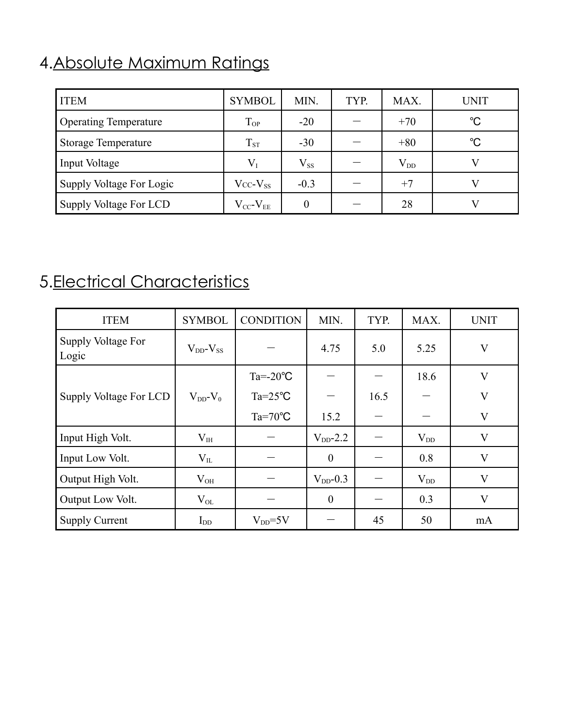# 4.Absolute Maximum Ratings

| ITEM | SYMBOL | MIN. | TYP. | MAX. | UNIT |
|---|---|---|---|---|---|
| Operating Temperature | $T_{OP}$ | -20 | － | +70 | ℃ |
| Storage Temperature | $T_{ST}$ | -30 | － | +80 | ℃ |
| Input Voltage | $V_I$ | $V_{SS}$ | － | $V_{DD}$ | V |
| Supply Voltage For Logic | $V_{CC}$-$V_{SS}$ | -0.3 | － | +7 | V |
| Supply Voltage For LCD | $V_{CC}$-$V_{EE}$ | 0 | － | 28 | V |

# 5.Electrical Characteristics

| ITEM | SYMBOL | CONDITION | MIN. | TYP. | MAX. | UNIT |
|---|---|---|---|---|---|---|
| Supply Voltage For Logic | $V_{DD}$-$V_{SS}$ | － | 4.75 | 5.0 | 5.25 | V |
| Supply Voltage For LCD | $V_{DD}$-$V_0$ | Ta=-20℃ | － | － | 18.6 | V |
| | | Ta=25℃ | － | 16.5 | － | V |
| | | Ta=70℃ | 15.2 | － | － | V |
| Input High Volt. | $V_{IH}$ | － | $V_{DD}$-2.2 | － | $V_{DD}$ | V |
| Input Low Volt. | $V_{IL}$ | － | 0 | － | 0.8 | V |
| Output High Volt. | $V_{OH}$ | － | $V_{DD}$-0.3 | － | $V_{DD}$ | V |
| Output Low Volt. | $V_{OL}$ | － | 0 | － | 0.3 | V |
| Supply Current | $I_{DD}$ | $V_{DD}$=5V | － | 45 | 50 | mA |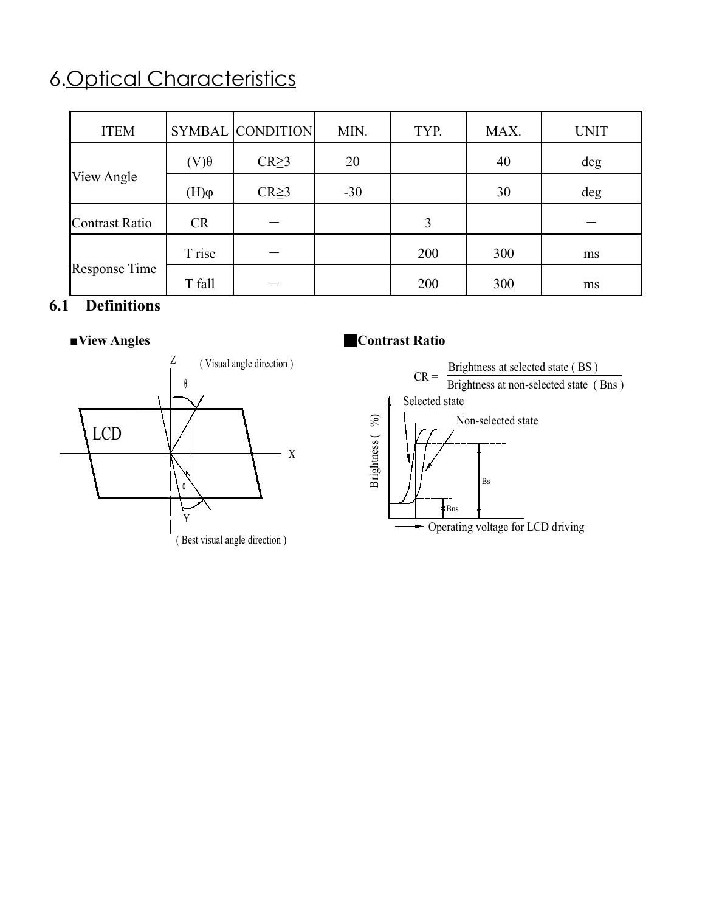# 6.Optical Characteristics

| ITEM | SYMBAL | CONDITION | MIN. | TYP. | MAX. | UNIT |
|---|---|---|---|---|---|---|
| View Angle | (V)θ | CR≧3 | 20 | | 40 | deg |
| | (H)φ | CR≧3 | -30 | | 30 | deg |
| Contrast Ratio | CR | － | | 3 | | － |
| Response Time | T rise | － | | 200 | 300 | ms |
| | T fall | － | | 200 | 300 | ms |

## 6.1 Definitions

### ■View Angles

Z ( Visual angle direction )

θ

LCD

X

φ

Y

( Best visual angle direction )

### ■Contrast Ratio

$$CR = \frac{\text{Brightness at selected state ( BS )}}{\text{Brightness at non-selected state ( Bns )}}$$

Selected state

Non-selected state

Brightness ( %)

Bs

Bns

Operating voltage for LCD driving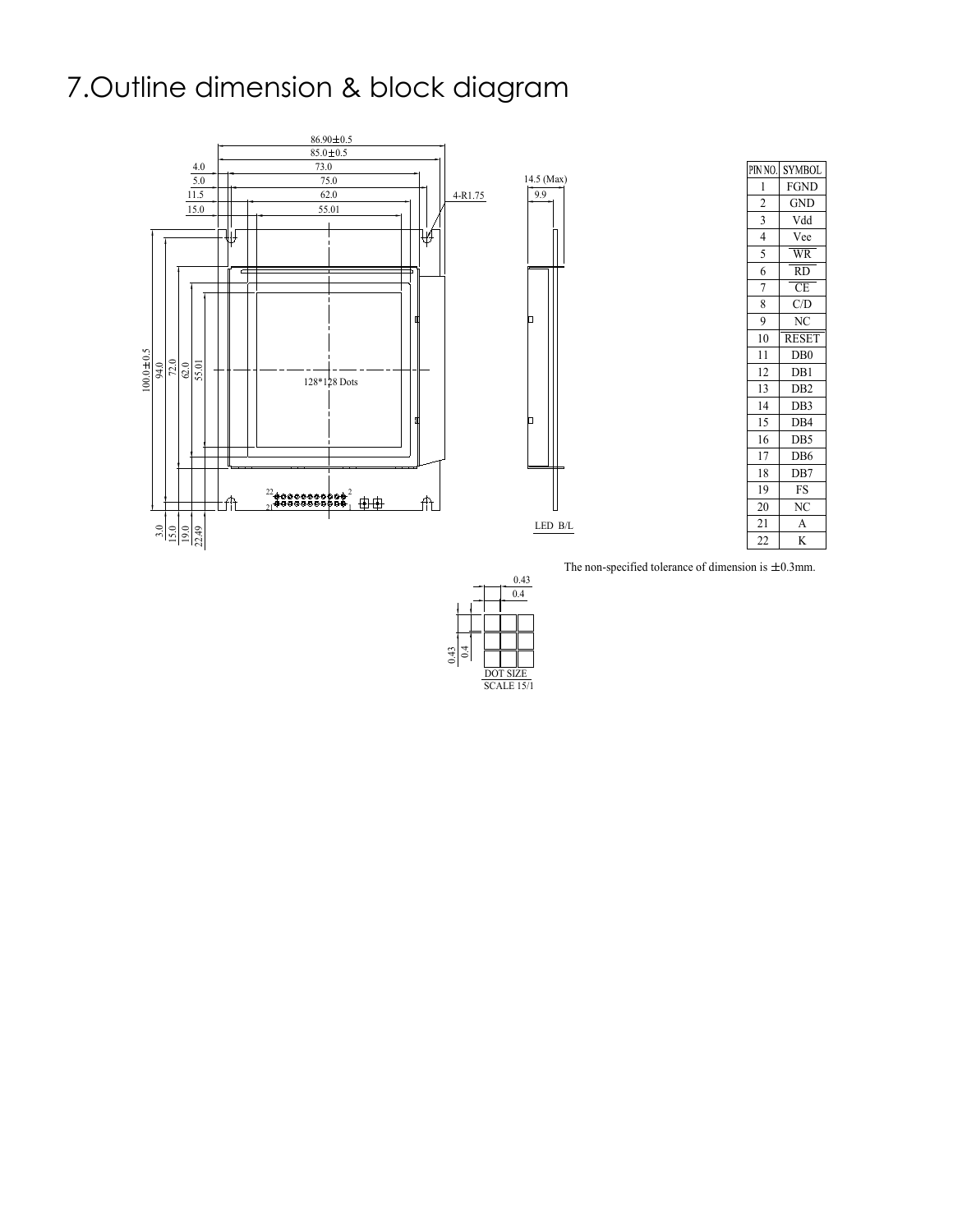# 7.Outline dimension & block diagram

| PIN NO. | SYMBOL |
| --- | --- |
| 1 | FGND |
| 2 | GND |
| 3 | Vdd |
| 4 | Vee |
| 5 | WR |
| 6 | RD |
| 7 | CE |
| 8 | C/D |
| 9 | NC |
| 10 | RESET |
| 11 | DB0 |
| 12 | DB1 |
| 13 | DB2 |
| 14 | DB3 |
| 15 | DB4 |
| 16 | DB5 |
| 17 | DB6 |
| 18 | DB7 |
| 19 | FS |
| 20 | NC |
| 21 | A |
| 22 | K |

The non-specified tolerance of dimension is ±0.3mm.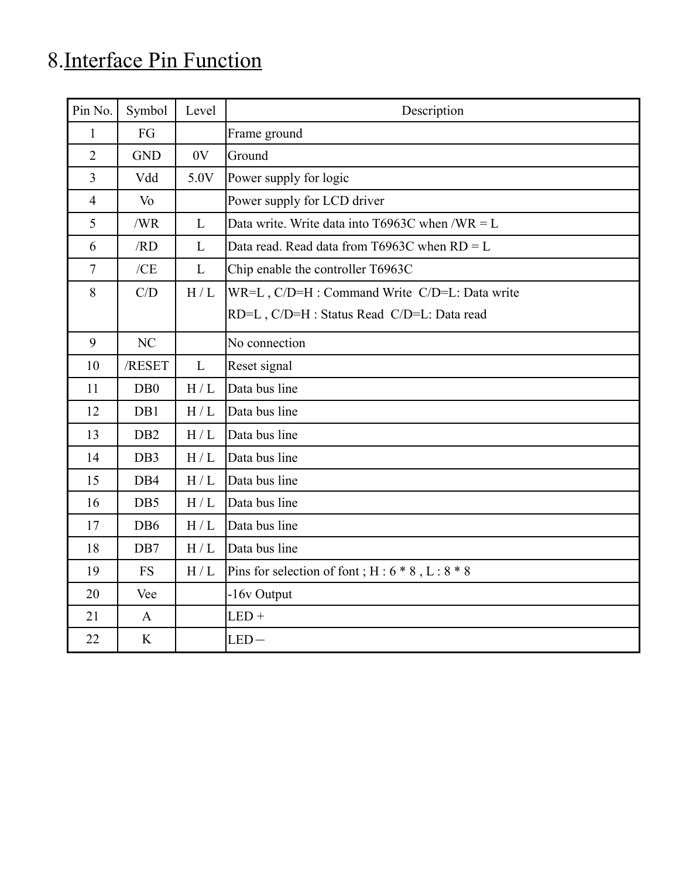# 8.Interface Pin Function

| Pin No. | Symbol | Level | Description |
|---|---|---|---|
| 1 | FG | | Frame ground |
| 2 | GND | 0V | Ground |
| 3 | Vdd | 5.0V | Power supply for logic |
| 4 | Vo | | Power supply for LCD driver |
| 5 | /WR | L | Data write. Write data into T6963C when /WR = L |
| 6 | /RD | L | Data read. Read data from T6963C when RD = L |
| 7 | /CE | L | Chip enable the controller T6963C |
| 8 | C/D | H / L | WR=L , C/D=H : Command Write C/D=L: Data write<br>RD=L , C/D=H : Status Read C/D=L: Data read |
| 9 | NC | | No connection |
| 10 | /RESET | L | Reset signal |
| 11 | DB0 | H / L | Data bus line |
| 12 | DB1 | H / L | Data bus line |
| 13 | DB2 | H / L | Data bus line |
| 14 | DB3 | H / L | Data bus line |
| 15 | DB4 | H / L | Data bus line |
| 16 | DB5 | H / L | Data bus line |
| 17 | DB6 | H / L | Data bus line |
| 18 | DB7 | H / L | Data bus line |
| 19 | FS | H / L | Pins for selection of font ; H : 6 * 8 , L : 8 * 8 |
| 20 | Vee | | -16v Output |
| 21 | A | | LED + |
| 22 | K | | LED－ |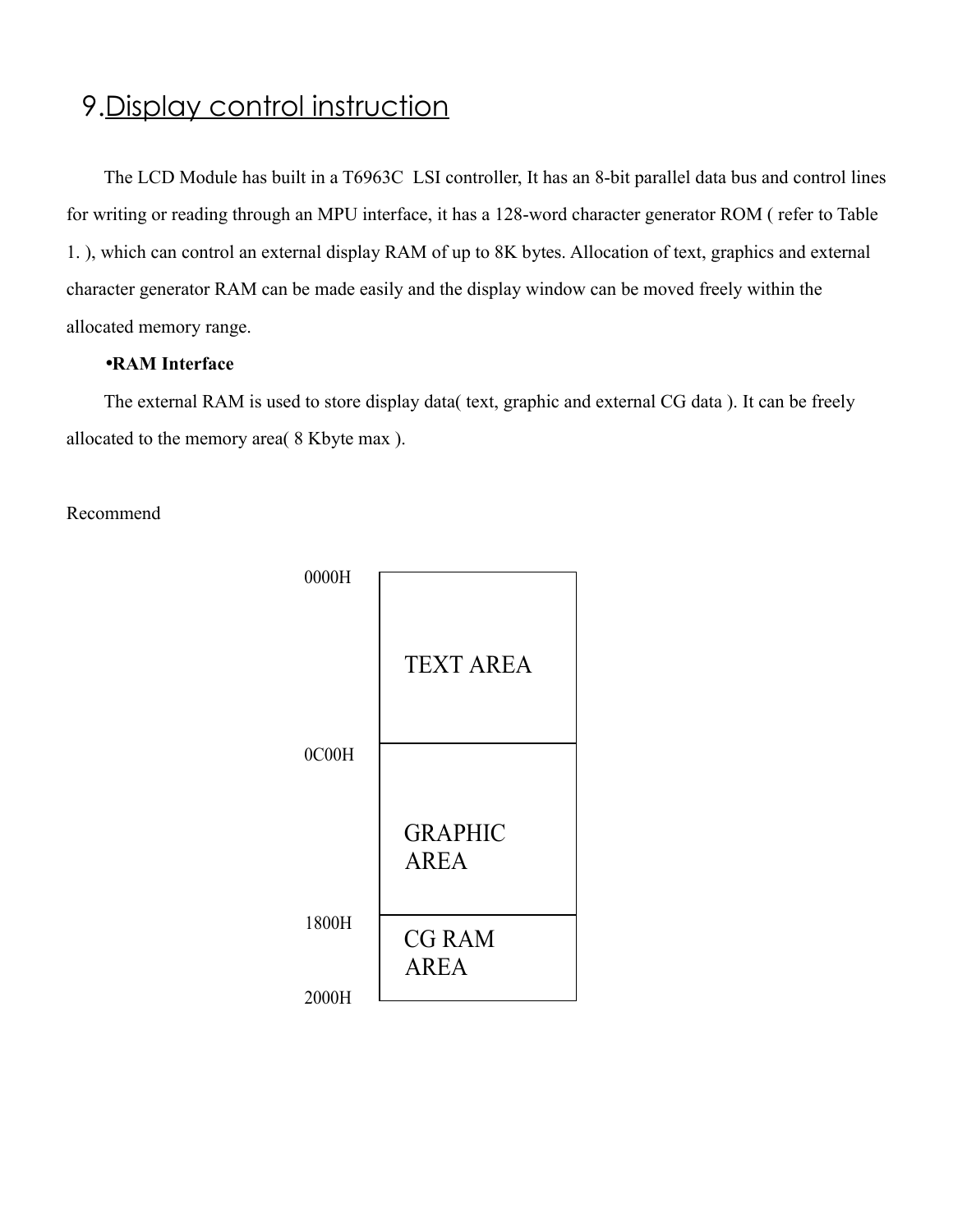# 9.Display control instruction

The LCD Module has built in a T6963C LSI controller, It has an 8-bit parallel data bus and control lines for writing or reading through an MPU interface, it has a 128-word character generator ROM ( refer to Table 1. ), which can control an external display RAM of up to 8K bytes. Allocation of text, graphics and external character generator RAM can be made easily and the display window can be moved freely within the allocated memory range.

**•RAM Interface**

The external RAM is used to store display data( text, graphic and external CG data ). It can be freely allocated to the memory area( 8 Kbyte max ).

Recommend

| Address | Area |
| --- | --- |
| 0000H | TEXT AREA |
| 0C00H | GRAPHIC AREA |
| 1800H | CG RAM AREA |
| 2000H | |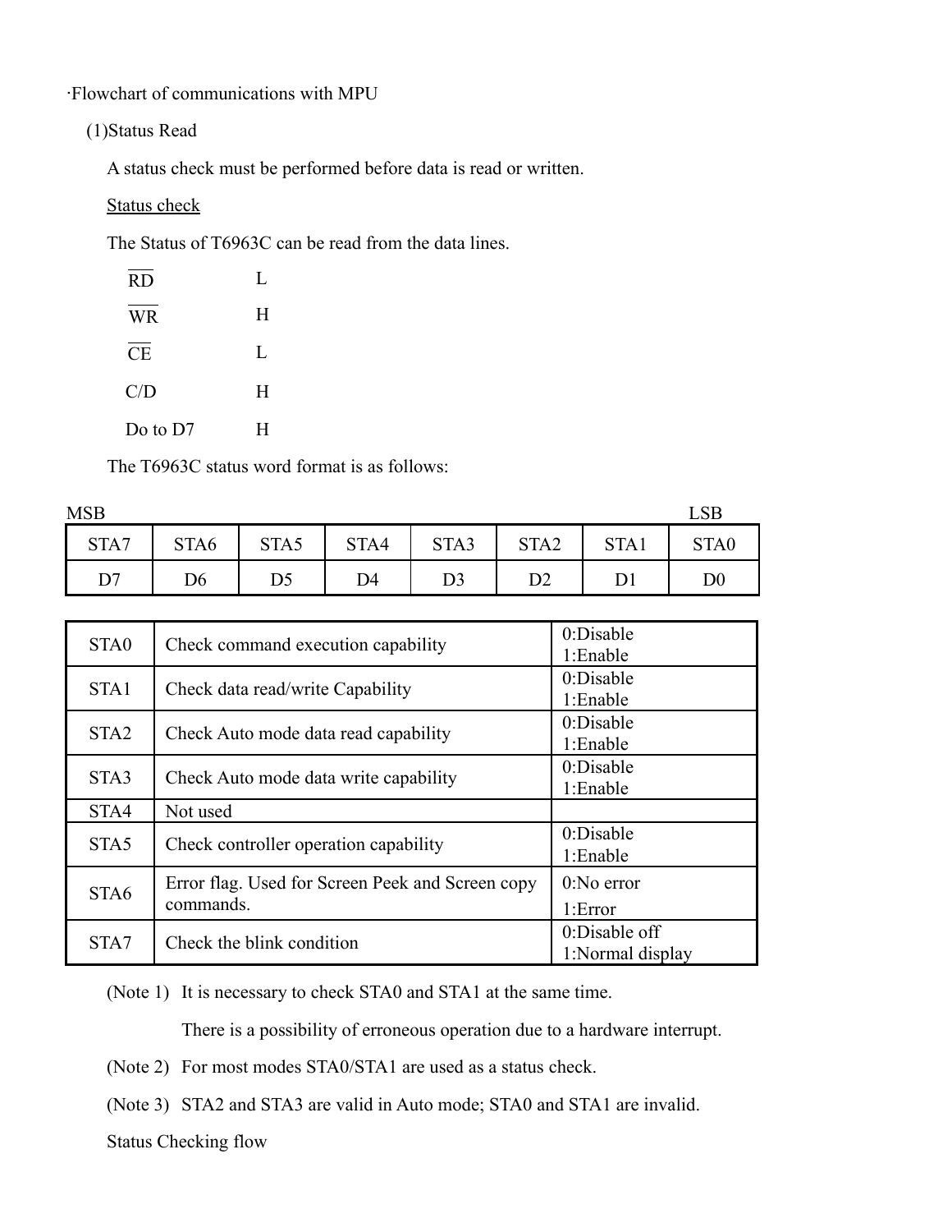·Flowchart of communications with MPU

(1)Status Read

A status check must be performed before data is read or written.

<u>Status check</u>

The Status of T6963C can be read from the data lines.

| | |
|---|---|
| $\overline{RD}$ | L |
| $\overline{WR}$ | H |
| $\overline{CE}$ | L |
| C/D | H |
| Do to D7 | H |

The T6963C status word format is as follows:

| MSB | | | | | | | LSB |
|---|---|---|---|---|---|---|---|
| STA7 | STA6 | STA5 | STA4 | STA3 | STA2 | STA1 | STA0 |
| D7 | D6 | D5 | D4 | D3 | D2 | D1 | D0 |

| | | |
|---|---|---|
| STA0 | Check command execution capability | 0:Disable<br>1:Enable |
| STA1 | Check data read/write Capability | 0:Disable<br>1:Enable |
| STA2 | Check Auto mode data read capability | 0:Disable<br>1:Enable |
| STA3 | Check Auto mode data write capability | 0:Disable<br>1:Enable |
| STA4 | Not used | |
| STA5 | Check controller operation capability | 0:Disable<br>1:Enable |
| STA6 | Error flag. Used for Screen Peek and Screen copy commands. | 0:No error<br>1:Error |
| STA7 | Check the blink condition | 0:Disable off<br>1:Normal display |

(Note 1) It is necessary to check STA0 and STA1 at the same time.

There is a possibility of erroneous operation due to a hardware interrupt.

(Note 2) For most modes STA0/STA1 are used as a status check.

(Note 3) STA2 and STA3 are valid in Auto mode; STA0 and STA1 are invalid.

Status Checking flow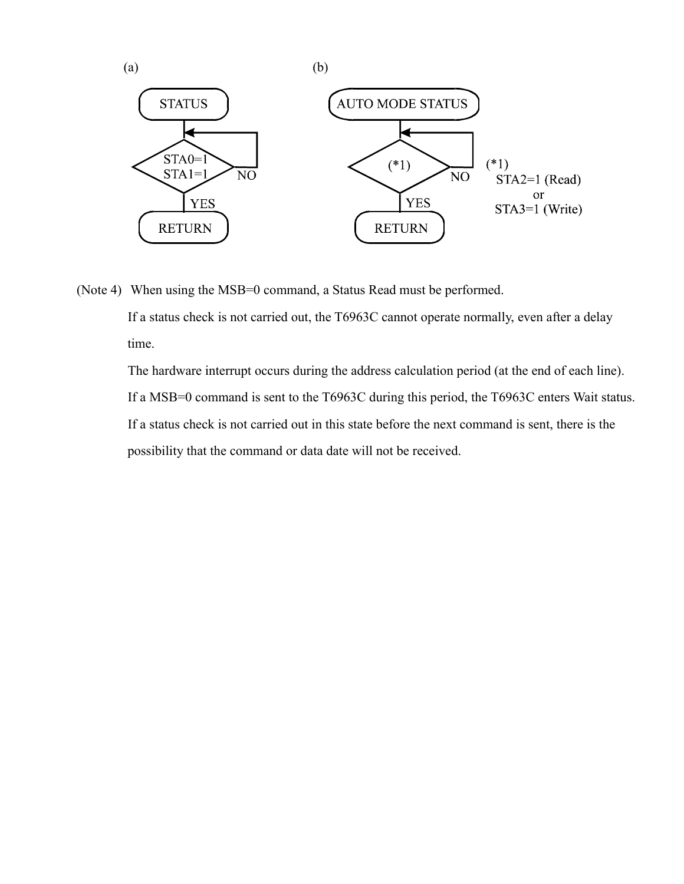(a)

STATUS

STA0=1
STA1=1

NO

YES

RETURN

(b)

AUTO MODE STATUS

(*1)

NO

YES

RETURN

(*1)
STA2=1 (Read)
or
STA3=1 (Write)

(Note 4) When using the MSB=0 command, a Status Read must be performed.

If a status check is not carried out, the T6963C cannot operate normally, even after a delay time.

The hardware interrupt occurs during the address calculation period (at the end of each line).

If a MSB=0 command is sent to the T6963C during this period, the T6963C enters Wait status.

If a status check is not carried out in this state before the next command is sent, there is the possibility that the command or data date will not be received.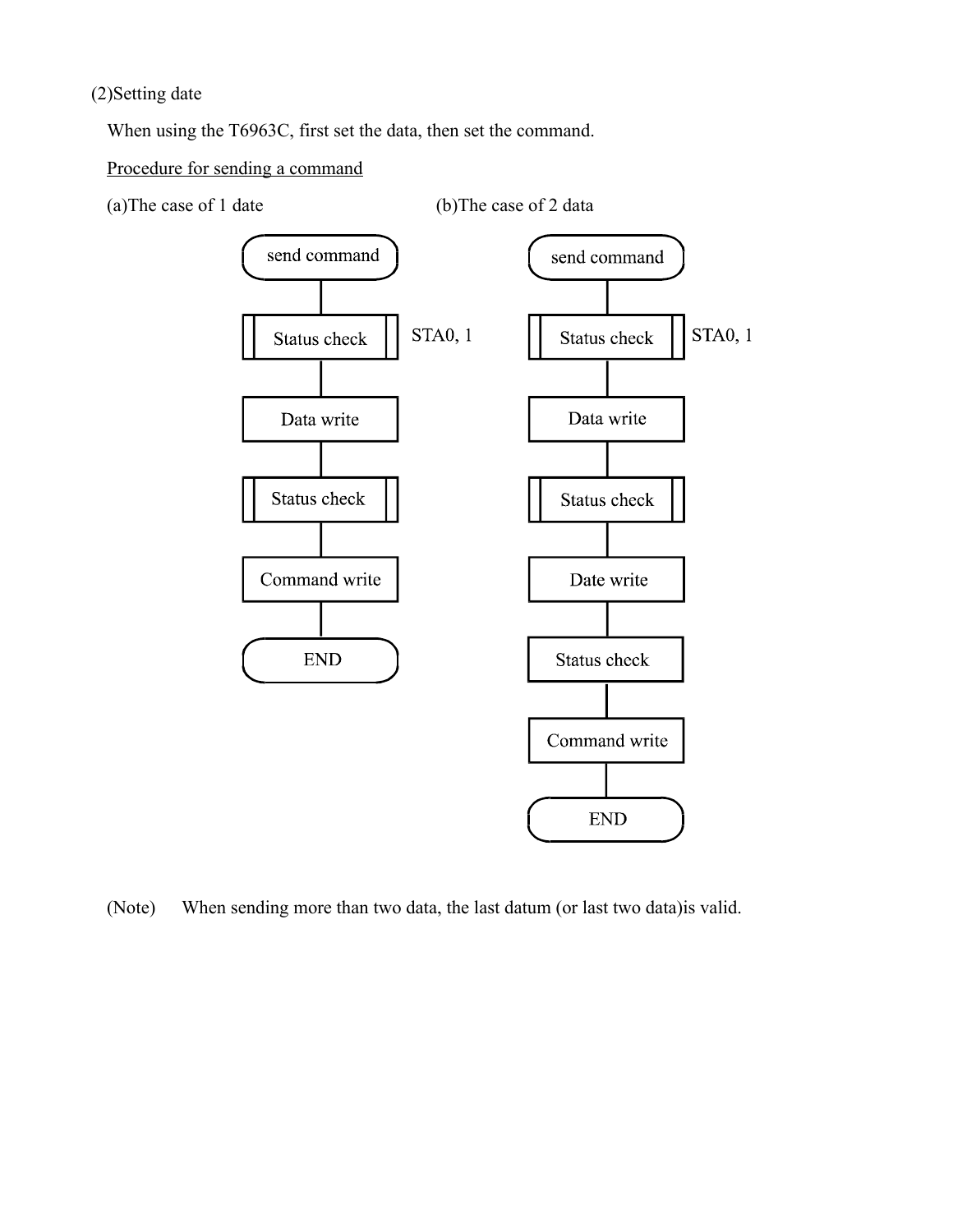(2)Setting date

When using the T6963C, first set the data, then set the command.

<u>Procedure for sending a command</u>

(a)The case of 1 date

send command → Status check (STA0, 1) → Data write → Status check → Command write → END

(b)The case of 2 data

send command → Status check (STA0, 1) → Data write → Status check → Date write → Status check → Command write → END

(Note) When sending more than two data, the last datum (or last two data)is valid.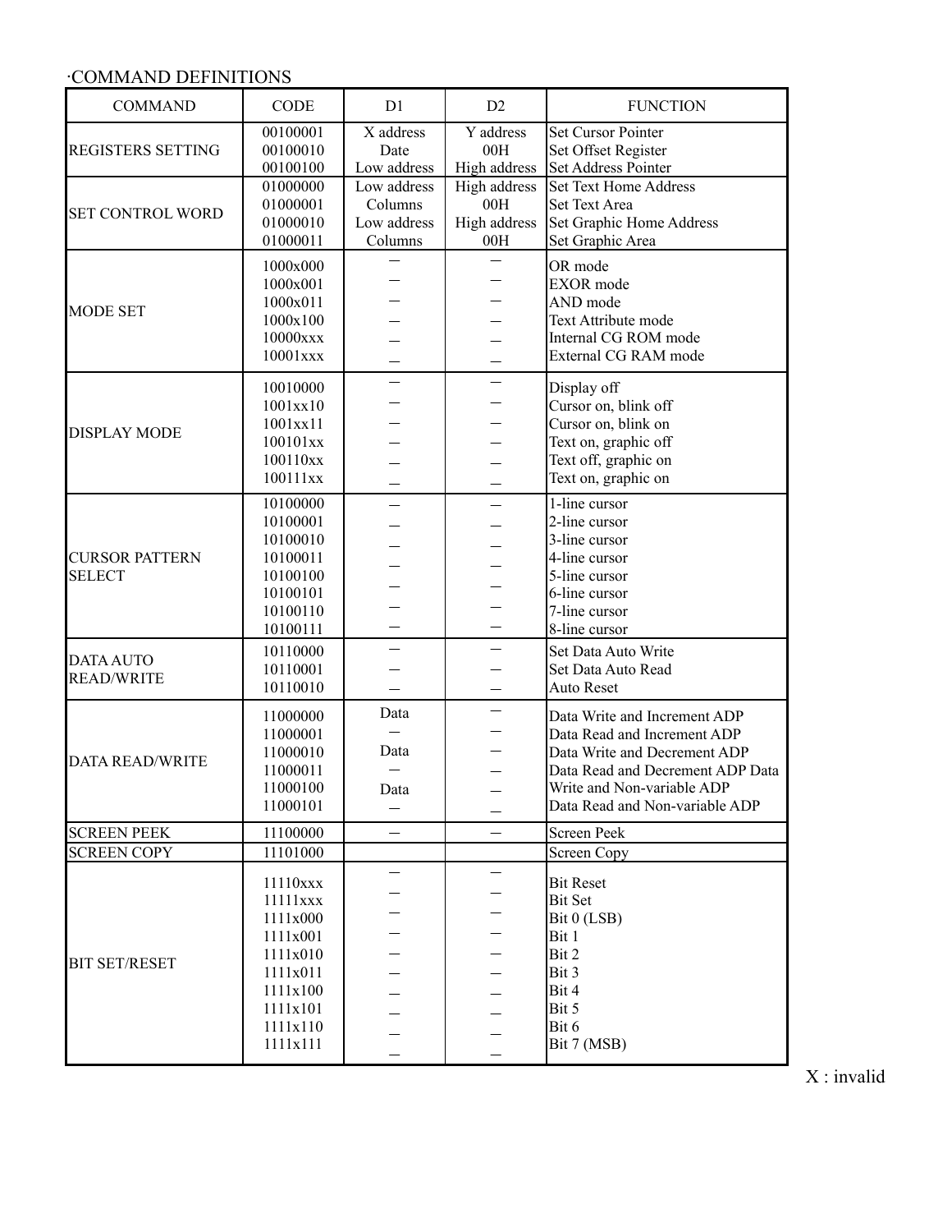·COMMAND DEFINITIONS

| COMMAND | CODE | D1 | D2 | FUNCTION |
|---|---|---|---|---|
| REGISTERS SETTING | 00100001 | X address | Y address | Set Cursor Pointer |
| | 00100010 | Date | 00H | Set Offset Register |
| | 00100100 | Low address | High address | Set Address Pointer |
| SET CONTROL WORD | 01000000 | Low address | High address | Set Text Home Address |
| | 01000001 | Columns | 00H | Set Text Area |
| | 01000010 | Low address | High address | Set Graphic Home Address |
| | 01000011 | Columns | 00H | Set Graphic Area |
| MODE SET | 1000x000 | — | — | OR mode |
| | 1000x001 | — | — | EXOR mode |
| | 1000x011 | — | — | AND mode |
| | 1000x100 | — | — | Text Attribute mode |
| | 10000xxx | — | — | Internal CG ROM mode |
| | 10001xxx | — | — | External CG RAM mode |
| DISPLAY MODE | 10010000 | — | — | Display off |
| | 1001xx10 | — | — | Cursor on, blink off |
| | 1001xx11 | — | — | Cursor on, blink on |
| | 100101xx | — | — | Text on, graphic off |
| | 100110xx | — | — | Text off, graphic on |
| | 100111xx | — | — | Text on, graphic on |
| CURSOR PATTERN SELECT | 10100000 | — | — | 1-line cursor |
| | 10100001 | — | — | 2-line cursor |
| | 10100010 | — | — | 3-line cursor |
| | 10100011 | — | — | 4-line cursor |
| | 10100100 | — | — | 5-line cursor |
| | 10100101 | — | — | 6-line cursor |
| | 10100110 | — | — | 7-line cursor |
| | 10100111 | — | — | 8-line cursor |
| DATA AUTO READ/WRITE | 10110000 | — | — | Set Data Auto Write |
| | 10110001 | — | — | Set Data Auto Read |
| | 10110010 | — | — | Auto Reset |
| DATA READ/WRITE | 11000000 | Data | — | Data Write and Increment ADP |
| | 11000001 | — | — | Data Read and Increment ADP |
| | 11000010 | Data | — | Data Write and Decrement ADP |
| | 11000011 | — | — | Data Read and Decrement ADP |
| | 11000100 | Data | — | Data Write and Non-variable ADP |
| | 11000101 | — | — | Data Read and Non-variable ADP |
| SCREEN PEEK | 11100000 | — | — | Screen Peek |
| SCREEN COPY | 11101000 | | | Screen Copy |
| BIT SET/RESET | 11110xxx | — | — | Bit Reset |
| | 11111xxx | — | — | Bit Set |
| | 1111x000 | — | — | Bit 0 (LSB) |
| | 1111x001 | — | — | Bit 1 |
| | 1111x010 | — | — | Bit 2 |
| | 1111x011 | — | — | Bit 3 |
| | 1111x100 | — | — | Bit 4 |
| | 1111x101 | — | — | Bit 5 |
| | 1111x110 | — | — | Bit 6 |
| | 1111x111 | — | — | Bit 7 (MSB) |

X : invalid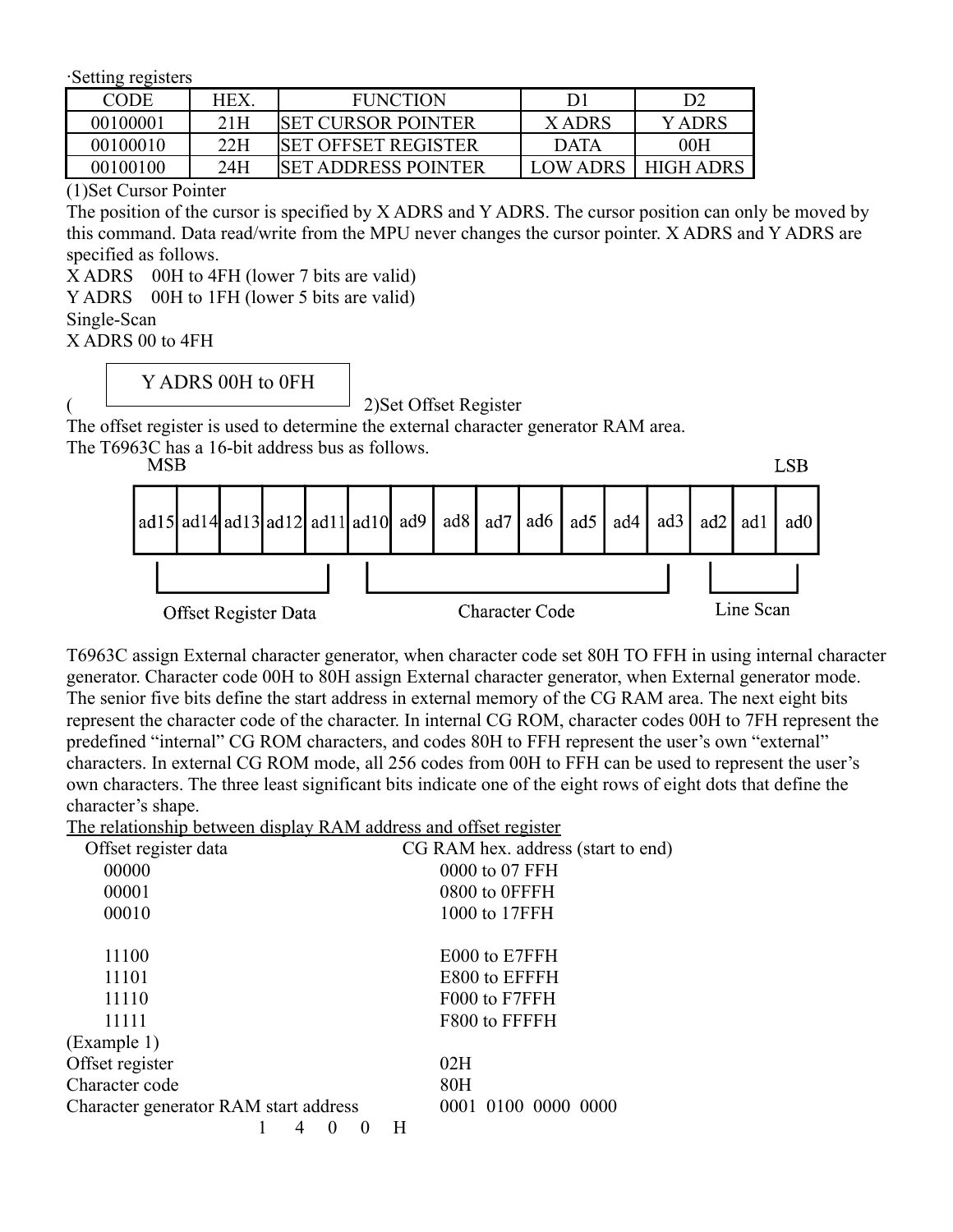·Setting registers

| CODE | HEX. | FUNCTION | D1 | D2 |
|---|---|---|---|---|
| 00100001 | 21H | SET CURSOR POINTER | X ADRS | Y ADRS |
| 00100010 | 22H | SET OFFSET REGISTER | DATA | 00H |
| 00100100 | 24H | SET ADDRESS POINTER | LOW ADRS | HIGH ADRS |

(1)Set Cursor Pointer

The position of the cursor is specified by X ADRS and Y ADRS. The cursor position can only be moved by this command. Data read/write from the MPU never changes the cursor pointer. X ADRS and Y ADRS are specified as follows.

X ADRS 00H to 4FH (lower 7 bits are valid)

Y ADRS 00H to 1FH (lower 5 bits are valid)

Single-Scan

X ADRS 00 to 4FH

Y ADRS 00H to 0FH

(2)Set Offset Register

The offset register is used to determine the external character generator RAM area.

The T6963C has a 16-bit address bus as follows.

| MSB | | | | | | | | | | | | | | | LSB |
|---|---|---|---|---|---|---|---|---|---|---|---|---|---|---|---|
| ad15 | ad14 | ad13 | ad12 | ad11 | ad10 | ad9 | ad8 | ad7 | ad6 | ad5 | ad4 | ad3 | ad2 | ad1 | ad0 |
| Offset Register Data | | | | | Character Code | | | | | | | | Line Scan | | |

T6963C assign External character generator, when character code set 80H TO FFH in using internal character generator. Character code 00H to 80H assign External character generator, when External generator mode. The senior five bits define the start address in external memory of the CG RAM area. The next eight bits represent the character code of the character. In internal CG ROM, character codes 00H to 7FH represent the predefined "internal" CG ROM characters, and codes 80H to FFH represent the user's own "external" characters. In external CG ROM mode, all 256 codes from 00H to FFH can be used to represent the user's own characters. The three least significant bits indicate one of the eight rows of eight dots that define the character's shape.

<u>The relationship between display RAM address and offset register</u>

| Offset register data | CG RAM hex. address (start to end) |
|---|---|
| 00000 | 0000 to 07 FFH |
| 00001 | 0800 to 0FFFH |
| 00010 | 1000 to 17FFH |
| | |
| 11100 | E000 to E7FFH |
| 11101 | E800 to EFFFH |
| 11110 | F000 to F7FFH |
| 11111 | F800 to FFFFH |

(Example 1)

Offset register 02H

Character code 80H

Character generator RAM start address 0001 0100 0000 0000

1 4 0 0 H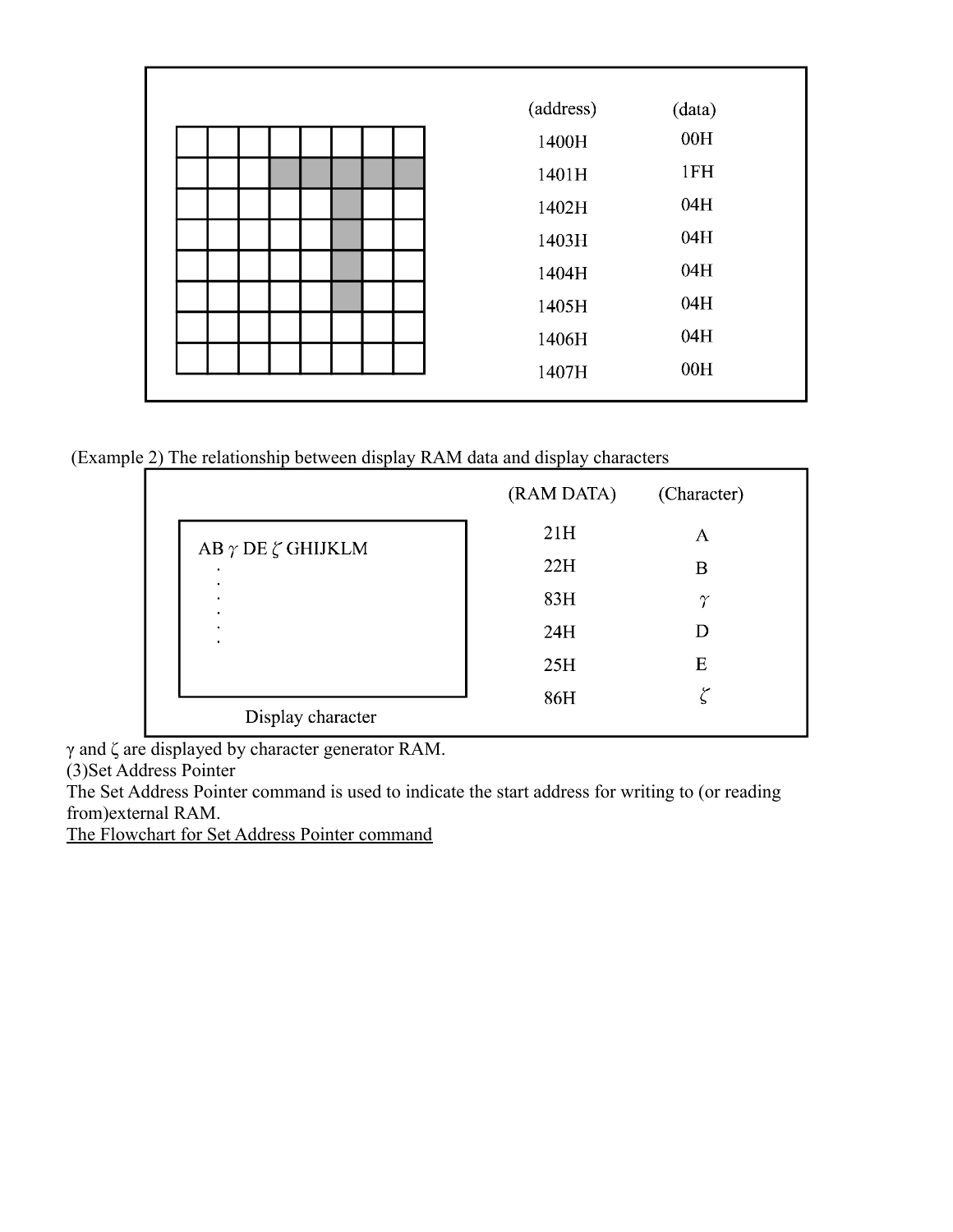| (address) | (data) |
| --- | --- |
| 1400H | 00H |
| 1401H | 1FH |
| 1402H | 04H |
| 1403H | 04H |
| 1404H | 04H |
| 1405H | 04H |
| 1406H | 04H |
| 1407H | 00H |

(Example 2) The relationship between display RAM data and display characters

AB $\gamma$ DE $\zeta$ GHIJKLM

Display character

| (RAM DATA) | (Character) |
| --- | --- |
| 21H | A |
| 22H | B |
| 83H | $\gamma$ |
| 24H | D |
| 25H | E |
| 86H | $\zeta$ |

$\gamma$ and $\zeta$ are displayed by character generator RAM.

(3)Set Address Pointer

The Set Address Pointer command is used to indicate the start address for writing to (or reading from)external RAM.

The Flowchart for Set Address Pointer command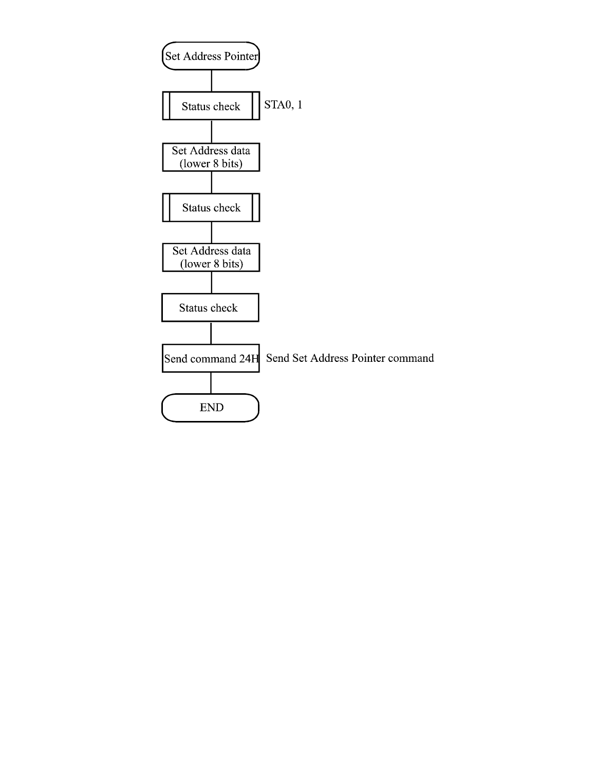Set Address Pointer

↓

Status check — STA0, 1

↓

Set Address data
(lower 8 bits)

↓

Status check

↓

Set Address data
(lower 8 bits)

↓

Status check

↓

Send command 24H — Send Set Address Pointer command

↓

END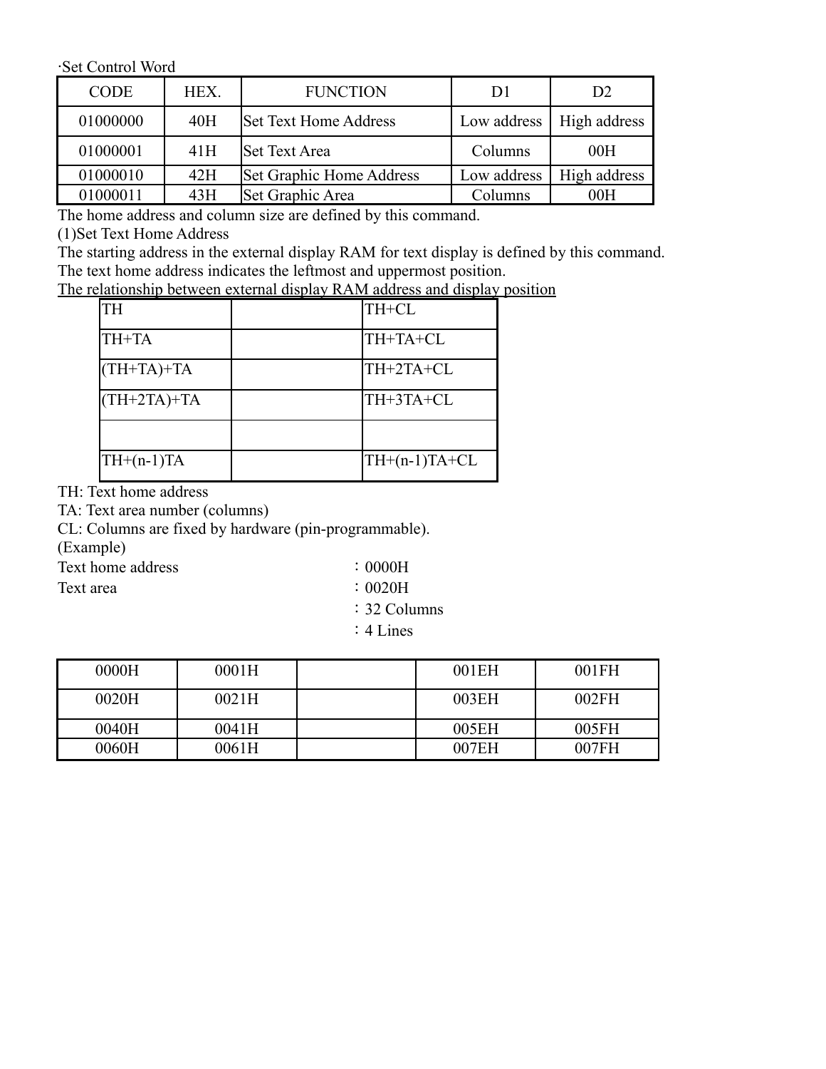·Set Control Word

| CODE | HEX. | FUNCTION | D1 | D2 |
|---|---|---|---|---|
| 01000000 | 40H | Set Text Home Address | Low address | High address |
| 01000001 | 41H | Set Text Area | Columns | 00H |
| 01000010 | 42H | Set Graphic Home Address | Low address | High address |
| 01000011 | 43H | Set Graphic Area | Columns | 00H |

The home address and column size are defined by this command.

(1)Set Text Home Address

The starting address in the external display RAM for text display is defined by this command.
The text home address indicates the leftmost and uppermost position.

The relationship between external display RAM address and display position

| TH | | TH+CL |
|---|---|---|
| TH+TA | | TH+TA+CL |
| (TH+TA)+TA | | TH+2TA+CL |
| (TH+2TA)+TA | | TH+3TA+CL |
| | | |
| TH+(n-1)TA | | TH+(n-1)TA+CL |

TH: Text home address

TA: Text area number (columns)

CL: Columns are fixed by hardware (pin-programmable).

(Example)

Text home address ：0000H

Text area ：0020H

：32 Columns

：4 Lines

| 0000H | 0001H | | 001EH | 001FH |
|---|---|---|---|---|
| 0020H | 0021H | | 003EH | 002FH |
| 0040H | 0041H | | 005EH | 005FH |
| 0060H | 0061H | | 007EH | 007FH |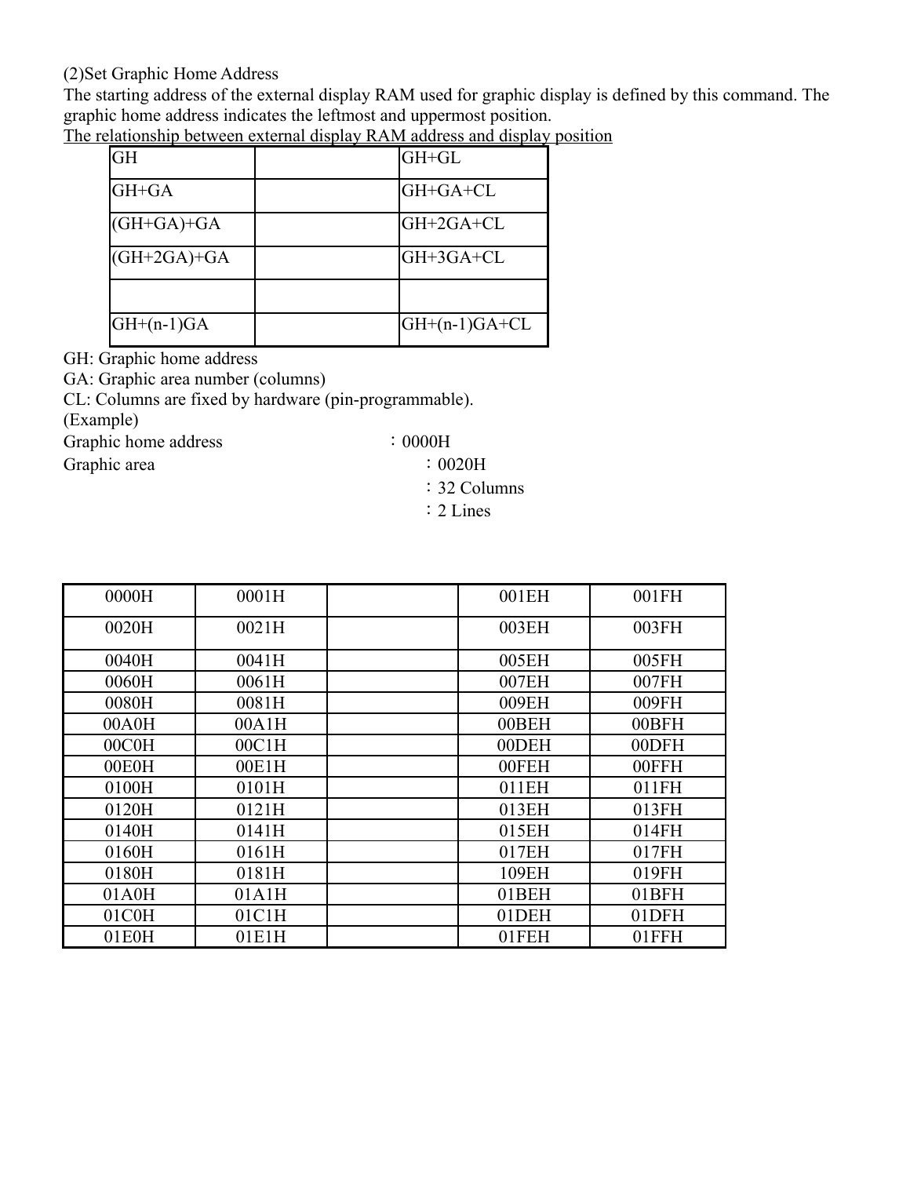(2)Set Graphic Home Address

The starting address of the external display RAM used for graphic display is defined by this command. The graphic home address indicates the leftmost and uppermost position.

The relationship between external display RAM address and display position

| GH | | GH+GL |
|---|---|---|
| GH+GA | | GH+GA+CL |
| (GH+GA)+GA | | GH+2GA+CL |
| (GH+2GA)+GA | | GH+3GA+CL |
| | | |
| GH+(n-1)GA | | GH+(n-1)GA+CL |

GH: Graphic home address

GA: Graphic area number (columns)

CL: Columns are fixed by hardware (pin-programmable).

(Example)

Graphic home address　　　　　：0000H

Graphic area　　　　　　　　　：0020H

：32 Columns

：2 Lines

| 0000H | 0001H | | 001EH | 001FH |
|---|---|---|---|---|
| 0020H | 0021H | | 003EH | 003FH |
| 0040H | 0041H | | 005EH | 005FH |
| 0060H | 0061H | | 007EH | 007FH |
| 0080H | 0081H | | 009EH | 009FH |
| 00A0H | 00A1H | | 00BEH | 00BFH |
| 00C0H | 00C1H | | 00DEH | 00DFH |
| 00E0H | 00E1H | | 00FEH | 00FFH |
| 0100H | 0101H | | 011EH | 011FH |
| 0120H | 0121H | | 013EH | 013FH |
| 0140H | 0141H | | 015EH | 014FH |
| 0160H | 0161H | | 017EH | 017FH |
| 0180H | 0181H | | 109EH | 019FH |
| 01A0H | 01A1H | | 01BEH | 01BFH |
| 01C0H | 01C1H | | 01DEH | 01DFH |
| 01E0H | 01E1H | | 01FEH | 01FFH |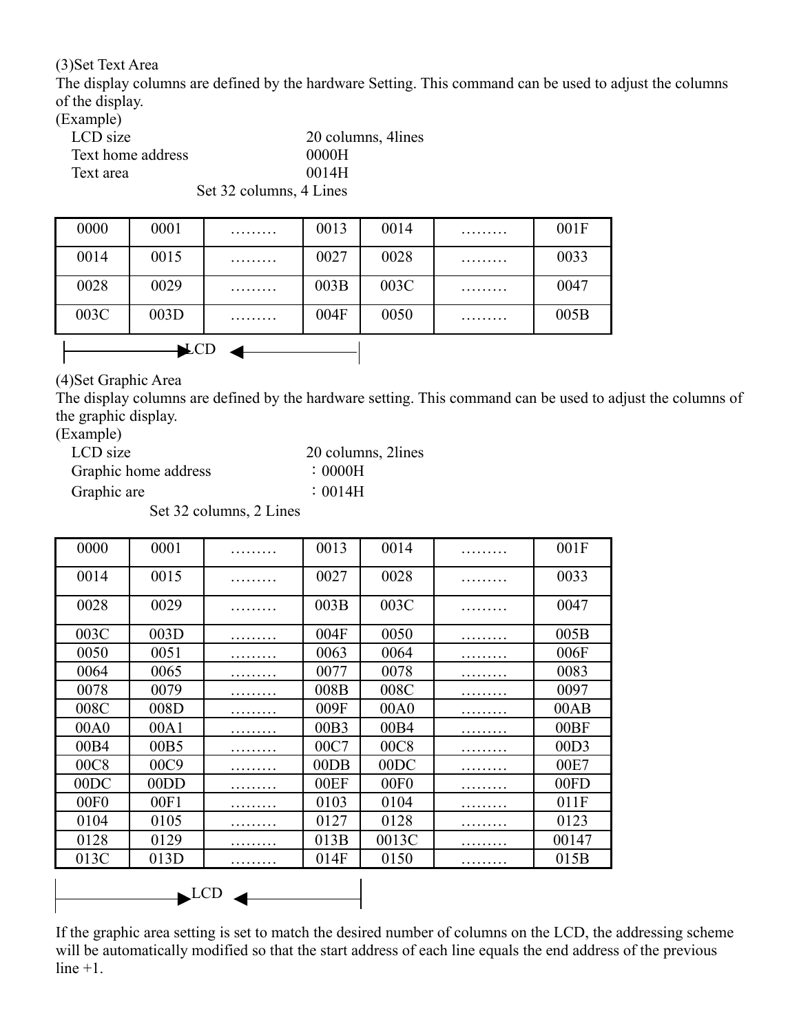(3)Set Text Area

The display columns are defined by the hardware Setting. This command can be used to adjust the columns of the display.

(Example)

| | |
|---|---|
| LCD size | 20 columns, 4lines |
| Text home address | 0000H |
| Text area | 0014H |

Set 32 columns, 4 Lines

| | | | | | | |
|---|---|---|---|---|---|---|
| 0000 | 0001 | ……… | 0013 | 0014 | ……… | 001F |
| 0014 | 0015 | ……… | 0027 | 0028 | ……… | 0033 |
| 0028 | 0029 | ……… | 003B | 003C | ……… | 0047 |
| 003C | 003D | ……… | 004F | 0050 | ……… | 005B |

LCD

(4)Set Graphic Area

The display columns are defined by the hardware setting. This command can be used to adjust the columns of the graphic display.

(Example)

| | |
|---|---|
| LCD size | 20 columns, 2lines |
| Graphic home address | ：0000H |
| Graphic are | ：0014H |

Set 32 columns, 2 Lines

| | | | | | | |
|---|---|---|---|---|---|---|
| 0000 | 0001 | ……… | 0013 | 0014 | ……… | 001F |
| 0014 | 0015 | ……… | 0027 | 0028 | ……… | 0033 |
| 0028 | 0029 | ……… | 003B | 003C | ……… | 0047 |
| 003C | 003D | ……… | 004F | 0050 | ……… | 005B |
| 0050 | 0051 | ……… | 0063 | 0064 | ……… | 006F |
| 0064 | 0065 | ……… | 0077 | 0078 | ……… | 0083 |
| 0078 | 0079 | ……… | 008B | 008C | ……… | 0097 |
| 008C | 008D | ……… | 009F | 00A0 | ……… | 00AB |
| 00A0 | 00A1 | ……… | 00B3 | 00B4 | ……… | 00BF |
| 00B4 | 00B5 | ……… | 00C7 | 00C8 | ……… | 00D3 |
| 00C8 | 00C9 | ……… | 00DB | 00DC | ……… | 00E7 |
| 00DC | 00DD | ……… | 00EF | 00F0 | ……… | 00FD |
| 00F0 | 00F1 | ……… | 0103 | 0104 | ……… | 011F |
| 0104 | 0105 | ……… | 0127 | 0128 | ……… | 0123 |
| 0128 | 0129 | ……… | 013B | 0013C | ……… | 00147 |
| 013C | 013D | ……… | 014F | 0150 | ……… | 015B |

LCD

If the graphic area setting is set to match the desired number of columns on the LCD, the addressing scheme will be automatically modified so that the start address of each line equals the end address of the previous line +1.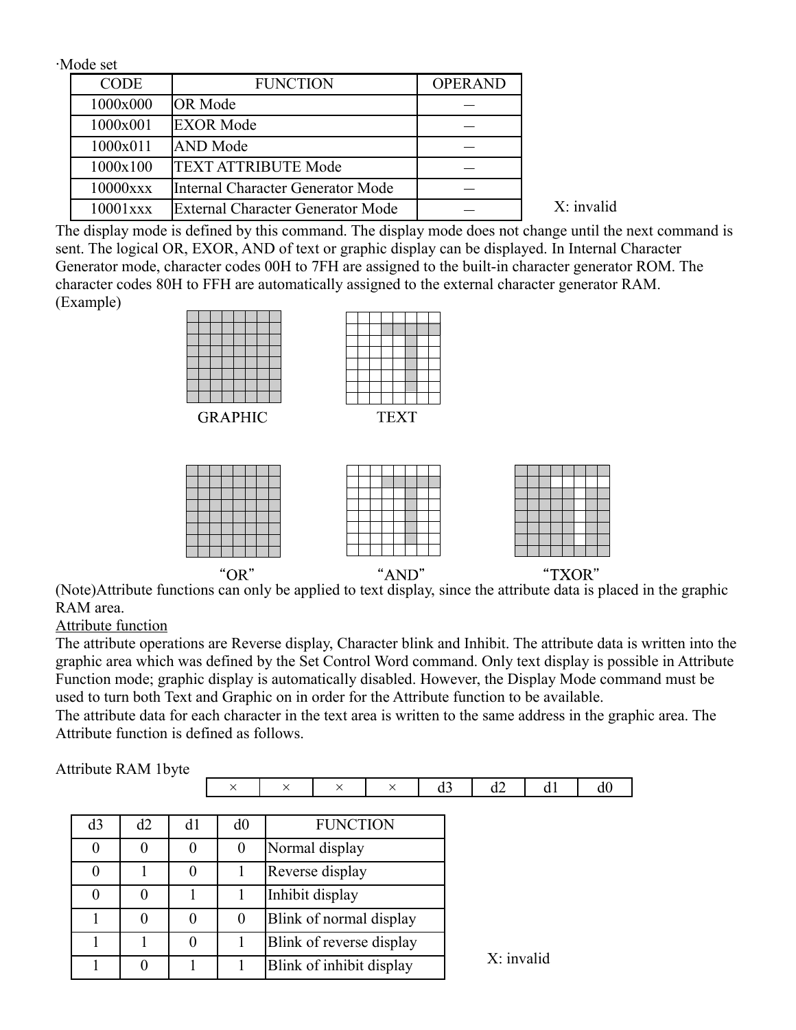·Mode set

| CODE | FUNCTION | OPERAND |
|---|---|---|
| 1000x000 | OR Mode | — |
| 1000x001 | EXOR Mode | — |
| 1000x011 | AND Mode | — |
| 1000x100 | TEXT ATTRIBUTE Mode | — |
| 10000xxx | Internal Character Generator Mode | — |
| 10001xxx | External Character Generator Mode | — |

X: invalid

The display mode is defined by this command. The display mode does not change until the next command is sent. The logical OR, EXOR, AND of text or graphic display can be displayed. In Internal Character Generator mode, character codes 00H to 7FH are assigned to the built-in character generator ROM. The character codes 80H to FFH are automatically assigned to the external character generator RAM.

(Example)

GRAPHIC TEXT

"OR" "AND" "TXOR"

(Note)Attribute functions can only be applied to text display, since the attribute data is placed in the graphic RAM area.

<u>Attribute function</u>

The attribute operations are Reverse display, Character blink and Inhibit. The attribute data is written into the graphic area which was defined by the Set Control Word command. Only text display is possible in Attribute Function mode; graphic display is automatically disabled. However, the Display Mode command must be used to turn both Text and Graphic on in order for the Attribute function to be available.

The attribute data for each character in the text area is written to the same address in the graphic area. The Attribute function is defined as follows.

Attribute RAM 1byte

| × | × | × | × | d3 | d2 | d1 | d0 |
|---|---|---|---|---|---|---|---|

| d3 | d2 | d1 | d0 | FUNCTION |
|---|---|---|---|---|
| 0 | 0 | 0 | 0 | Normal display |
| 0 | 1 | 0 | 1 | Reverse display |
| 0 | 0 | 1 | 1 | Inhibit display |
| 1 | 0 | 0 | 0 | Blink of normal display |
| 1 | 1 | 0 | 1 | Blink of reverse display |
| 1 | 0 | 1 | 1 | Blink of inhibit display |

X: invalid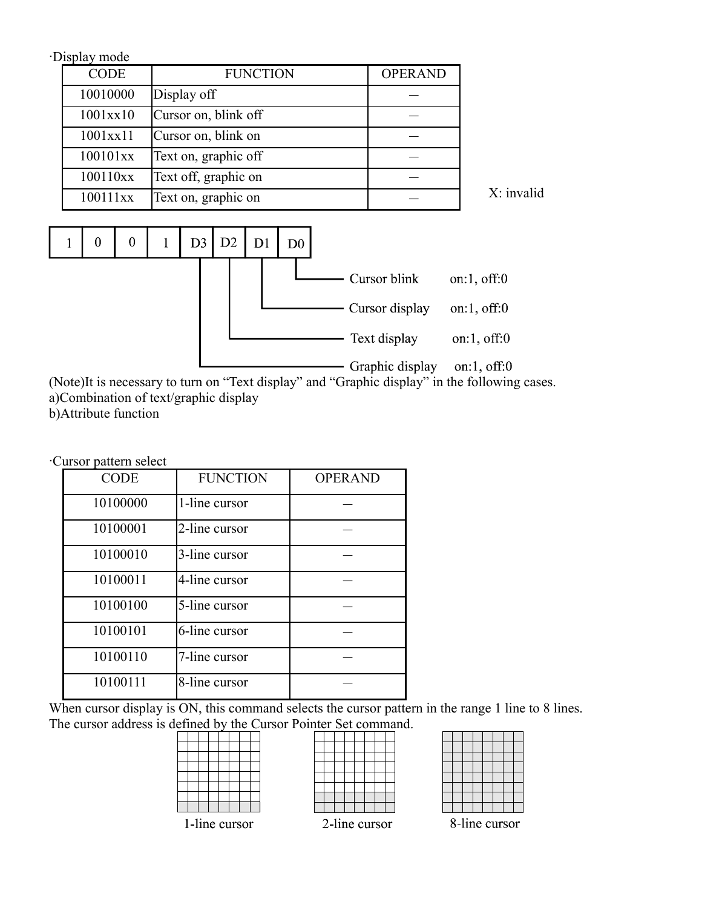·Display mode

| CODE | FUNCTION | OPERAND |
| --- | --- | --- |
| 10010000 | Display off | — |
| 1001xx10 | Cursor on, blink off | — |
| 1001xx11 | Cursor on, blink on | — |
| 100101xx | Text on, graphic off | — |
| 100110xx | Text off, graphic on | — |
| 100111xx | Text on, graphic on | — |

X: invalid

| 1 | 0 | 0 | 1 | D3 | D2 | D1 | D0 |
| --- | --- | --- | --- | --- | --- | --- | --- |

- D0: Cursor blink on:1, off:0
- D1: Cursor display on:1, off:0
- D2: Text display on:1, off:0
- D3: Graphic display on:1, off:0

(Note)It is necessary to turn on "Text display" and "Graphic display" in the following cases.
a)Combination of text/graphic display
b)Attribute function

·Cursor pattern select

| CODE | FUNCTION | OPERAND |
| --- | --- | --- |
| 10100000 | 1-line cursor | — |
| 10100001 | 2-line cursor | — |
| 10100010 | 3-line cursor | — |
| 10100011 | 4-line cursor | — |
| 10100100 | 5-line cursor | — |
| 10100101 | 6-line cursor | — |
| 10100110 | 7-line cursor | — |
| 10100111 | 8-line cursor | — |

When cursor display is ON, this command selects the cursor pattern in the range 1 line to 8 lines.
The cursor address is defined by the Cursor Pointer Set command.

1-line cursor    2-line cursor    8-line cursor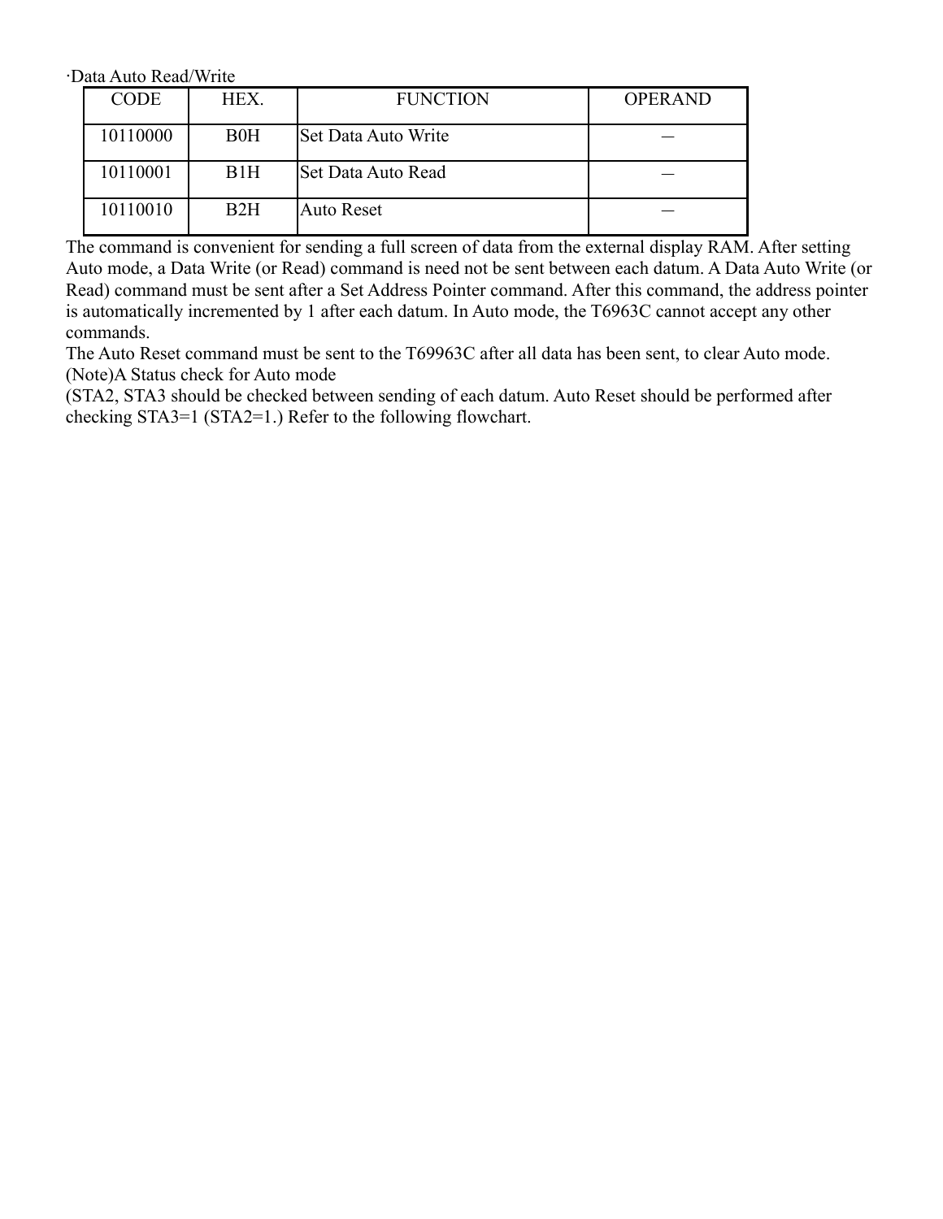·Data Auto Read/Write

| CODE | HEX. | FUNCTION | OPERAND |
|---|---|---|---|
| 10110000 | B0H | Set Data Auto Write | — |
| 10110001 | B1H | Set Data Auto Read | — |
| 10110010 | B2H | Auto Reset | — |

The command is convenient for sending a full screen of data from the external display RAM. After setting Auto mode, a Data Write (or Read) command is need not be sent between each datum. A Data Auto Write (or Read) command must be sent after a Set Address Pointer command. After this command, the address pointer is automatically incremented by 1 after each datum. In Auto mode, the T6963C cannot accept any other commands.

The Auto Reset command must be sent to the T69963C after all data has been sent, to clear Auto mode.

(Note)A Status check for Auto mode

(STA2, STA3 should be checked between sending of each datum. Auto Reset should be performed after checking STA3=1 (STA2=1.) Refer to the following flowchart.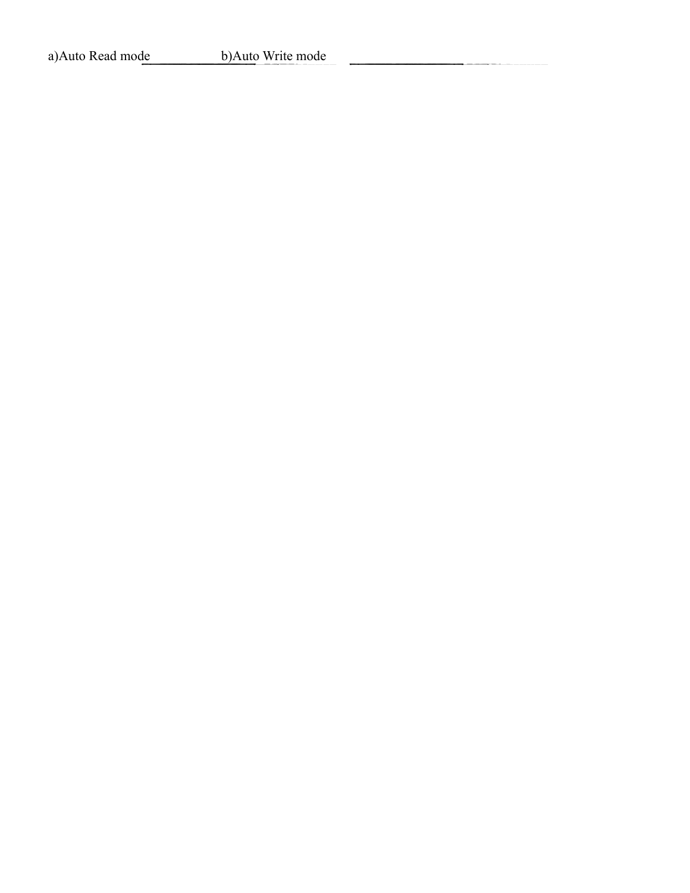a)Auto Read mode b)Auto Write mode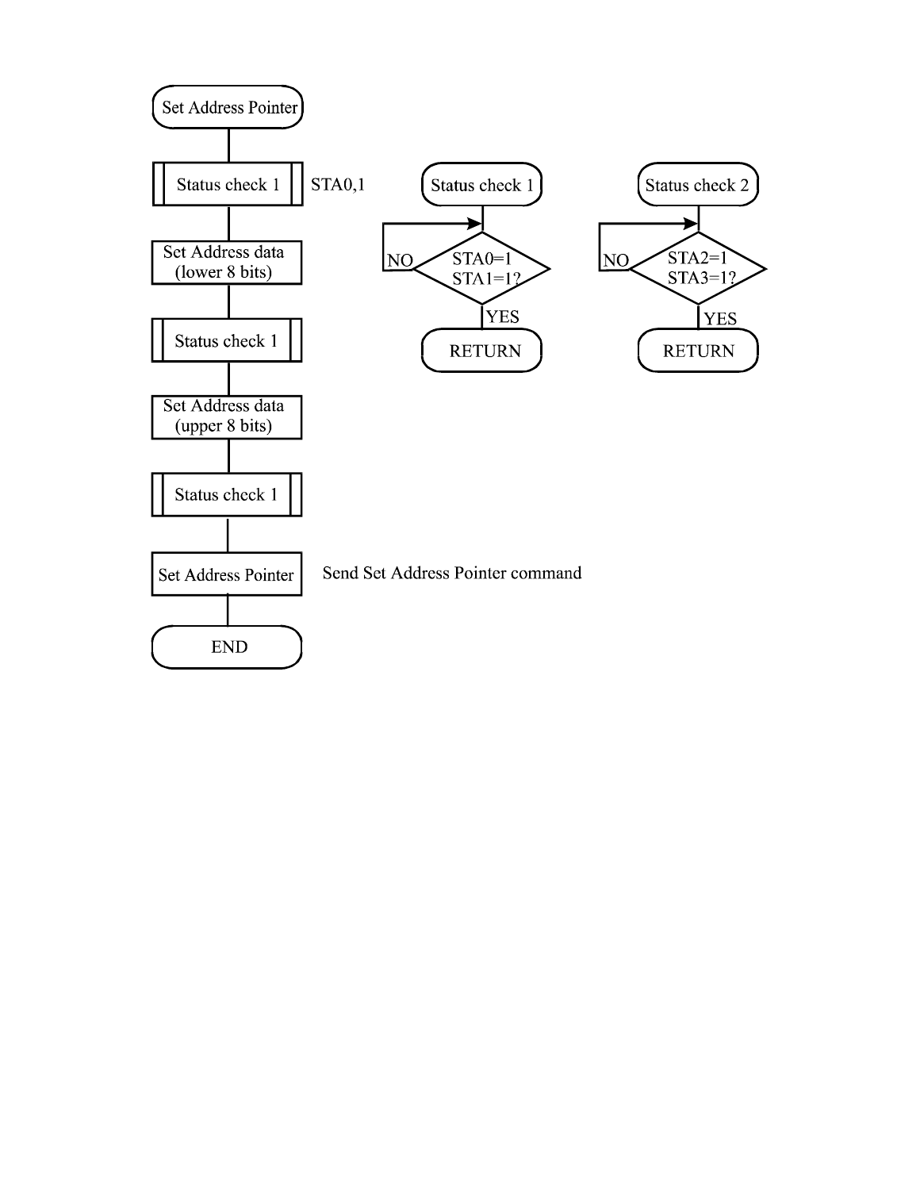**Set Address Pointer**

1. Status check 1 (STA0,1)
2. Set Address data (lower 8 bits)
3. Status check 1
4. Set Address data (upper 8 bits)
5. Status check 1
6. Set Address Pointer — Send Set Address Pointer command
7. END

**Status check 1**

- STA0=1 STA1=1?
  - NO: repeat check
  - YES: RETURN

**Status check 2**

- STA2=1 STA3=1?
  - NO: repeat check
  - YES: RETURN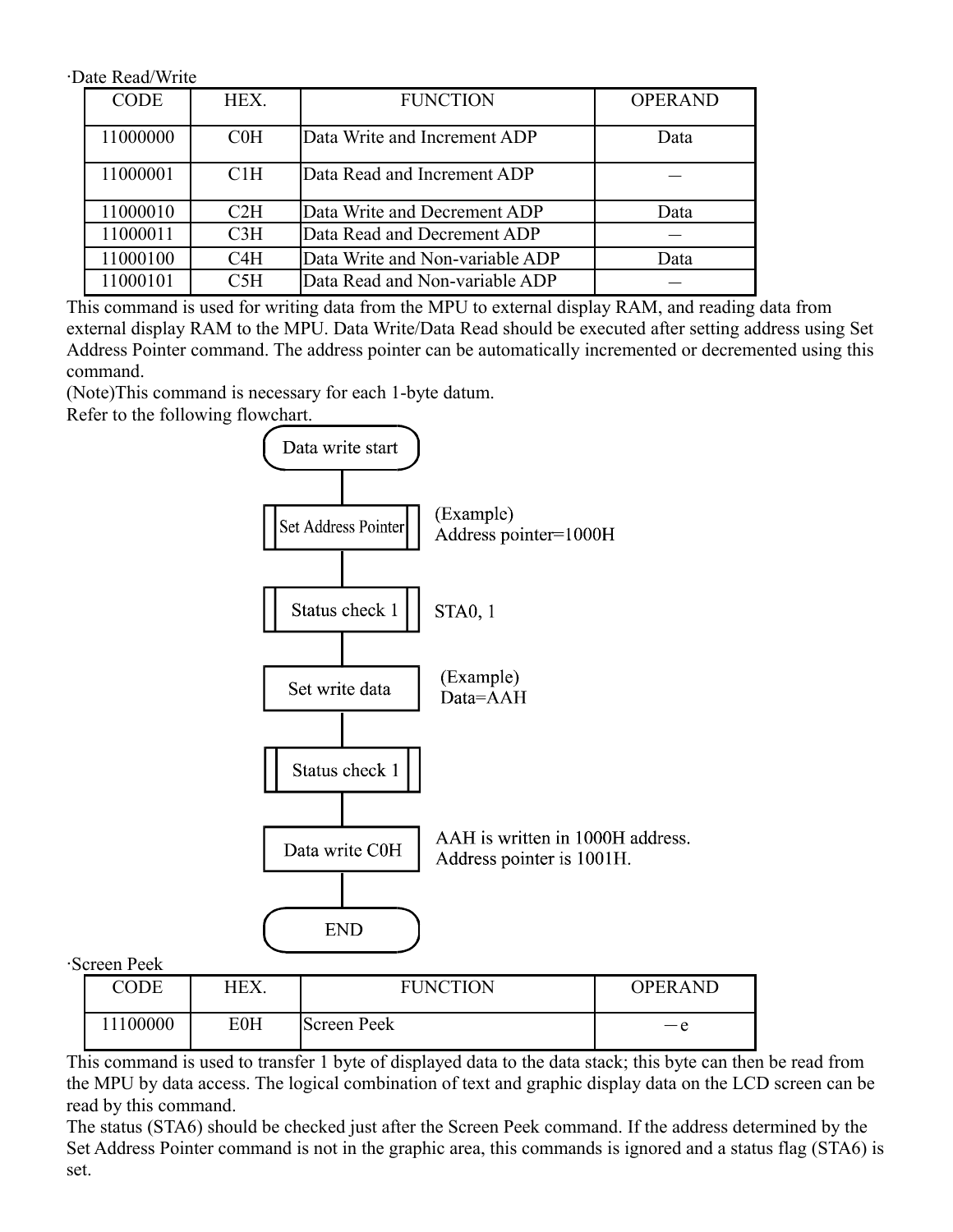·Date Read/Write

| CODE | HEX. | FUNCTION | OPERAND |
|---|---|---|---|
| 11000000 | C0H | Data Write and Increment ADP | Data |
| 11000001 | C1H | Data Read and Increment ADP | — |
| 11000010 | C2H | Data Write and Decrement ADP | Data |
| 11000011 | C3H | Data Read and Decrement ADP | — |
| 11000100 | C4H | Data Write and Non-variable ADP | Data |
| 11000101 | C5H | Data Read and Non-variable ADP | — |

This command is used for writing data from the MPU to external display RAM, and reading data from external display RAM to the MPU. Data Write/Data Read should be executed after setting address using Set Address Pointer command. The address pointer can be automatically incremented or decremented using this command.

(Note)This command is necessary for each 1-byte datum.

Refer to the following flowchart.

Data write start

↓

Set Address Pointer — (Example) Address pointer=1000H

↓

Status check 1 — STA0, 1

↓

Set write data — (Example) Data=AAH

↓

Status check 1

↓

Data write C0H — AAH is written in 1000H address. Address pointer is 1001H.

↓

END

·Screen Peek

| CODE | HEX. | FUNCTION | OPERAND |
|---|---|---|---|
| 11100000 | E0H | Screen Peek | —e |

This command is used to transfer 1 byte of displayed data to the data stack; this byte can then be read from the MPU by data access. The logical combination of text and graphic display data on the LCD screen can be read by this command.

The status (STA6) should be checked just after the Screen Peek command. If the address determined by the Set Address Pointer command is not in the graphic area, this commands is ignored and a status flag (STA6) is set.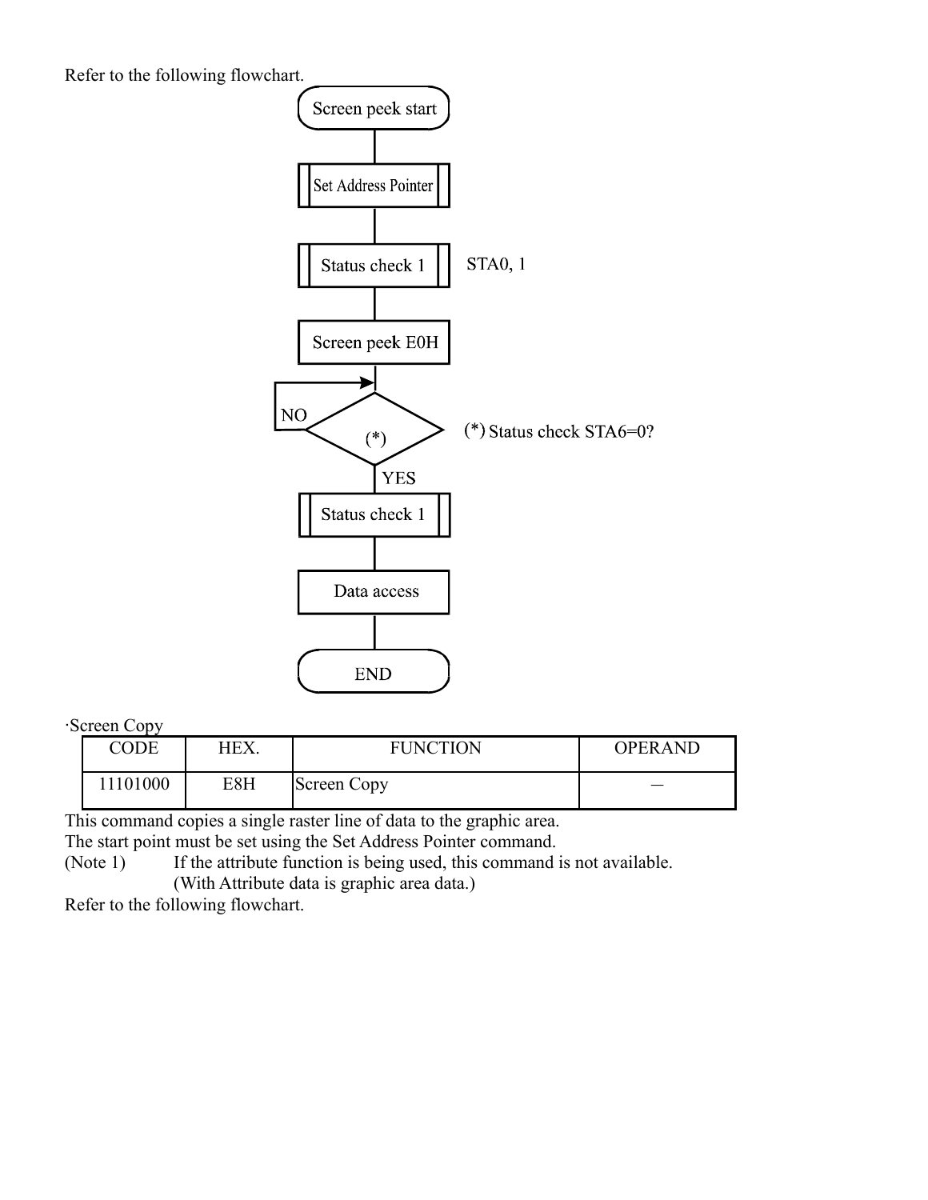Refer to the following flowchart.

```
Screen peek start
      |
Set Address Pointer
      |
Status check 1        STA0, 1
      |
Screen peek E0H
      |
     (*)  --NO--> (loop back)     (*) Status check STA6=0?
      | YES
Status check 1
      |
Data access
      |
     END
```

·Screen Copy

| CODE | HEX. | FUNCTION | OPERAND |
| --- | --- | --- | --- |
| 11101000 | E8H | Screen Copy | — |

This command copies a single raster line of data to the graphic area.

The start point must be set using the Set Address Pointer command.

(Note 1) If the attribute function is being used, this command is not available.
(With Attribute data is graphic area data.)

Refer to the following flowchart.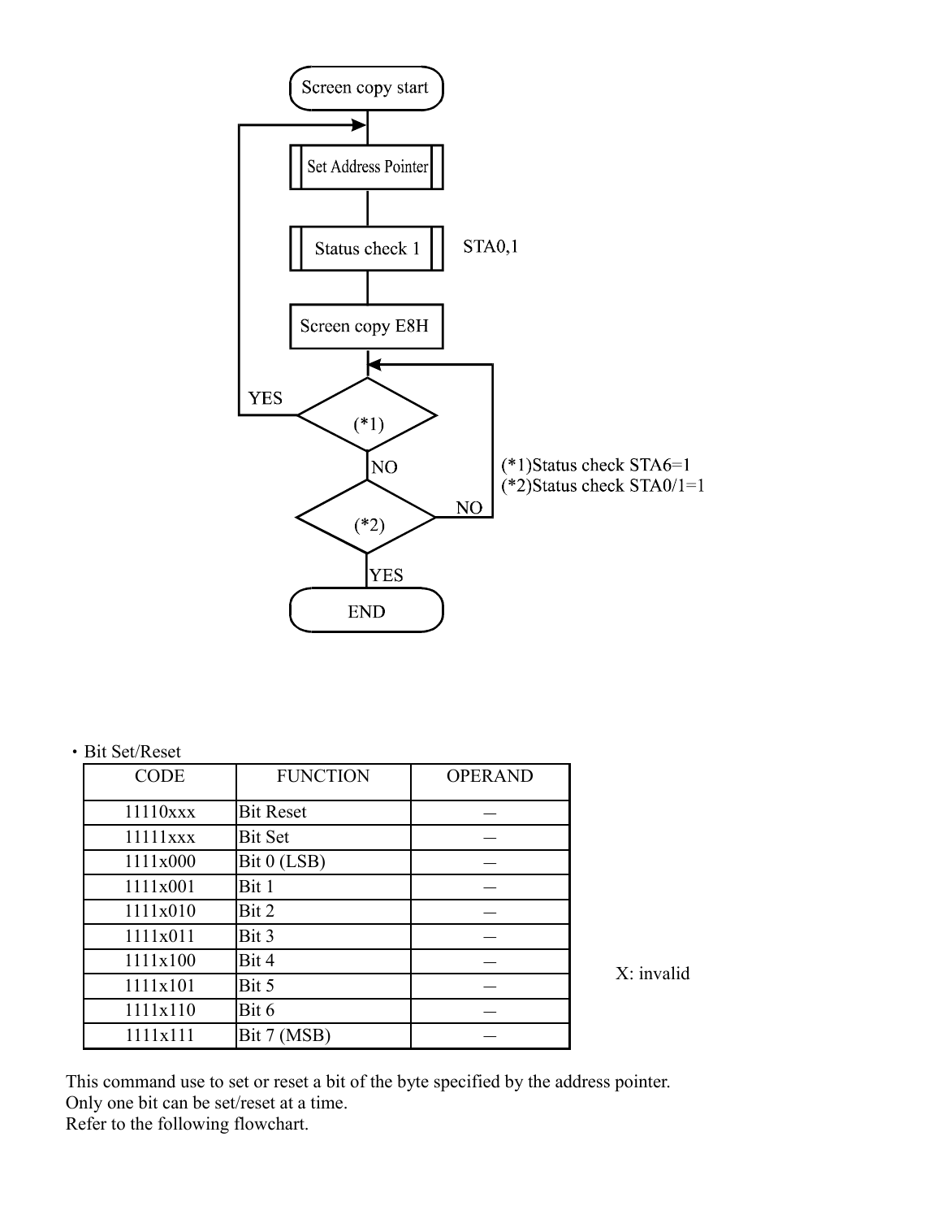```
Screen copy start
      |
      v  <----------------------------+
Set Address Pointer                   |
      |                               |
Status check 1        STA0,1          |
      |                               |
Screen copy E8H                       |
      |                               |
      v  <------------------+         |
    (*1) ---- YES ----------|---------+
      | NO                  |
    (*2) ---- NO -----------+
      | YES
     END

(*1)Status check STA6=1
(*2)Status check STA0/1=1
```

・Bit Set/Reset

| CODE | FUNCTION | OPERAND |
|---|---|---|
| 11110xxx | Bit Reset | — |
| 11111xxx | Bit Set | — |
| 1111x000 | Bit 0 (LSB) | — |
| 1111x001 | Bit 1 | — |
| 1111x010 | Bit 2 | — |
| 1111x011 | Bit 3 | — |
| 1111x100 | Bit 4 | — |
| 1111x101 | Bit 5 | — |
| 1111x110 | Bit 6 | — |
| 1111x111 | Bit 7 (MSB) | — |

X: invalid

This command use to set or reset a bit of the byte specified by the address pointer.
Only one bit can be set/reset at a time.
Refer to the following flowchart.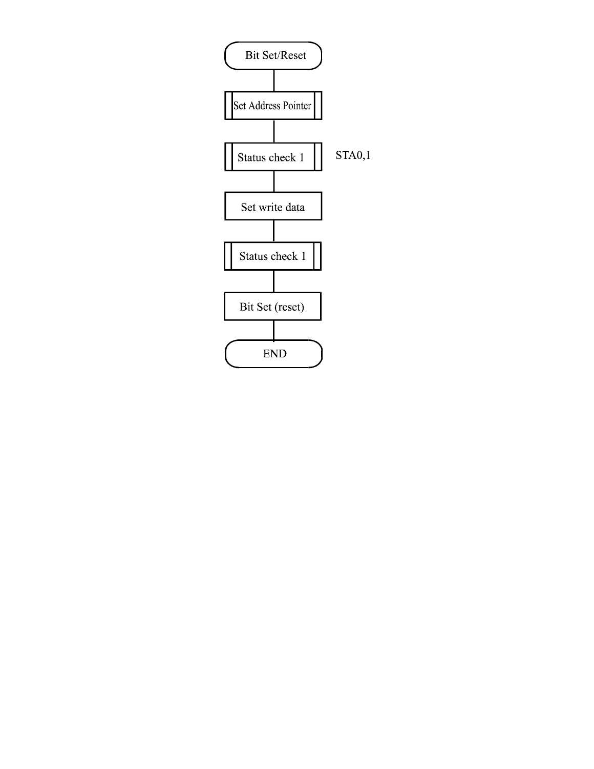Bit Set/Reset

Set Address Pointer

Status check 1 STA0,1

Set write data

Status check 1

Bit Set (reset)

END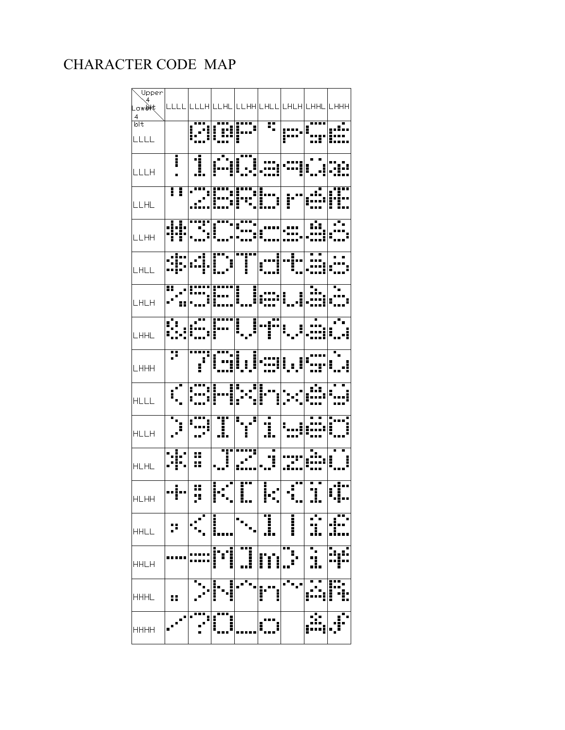# CHARACTER CODE MAP

| Upper 4 bit / Lower 4 bit | LLLL | LLLH | LLHL | LLHH | LHLL | LHLH | LHHL | LHHH |
|---|---|---|---|---|---|---|---|---|
| LLLL | | 0 | @ | P | ` | p | Ç | É |
| LLLH | ! | 1 | A | Q | a | q | ü | æ |
| LLHL | " | 2 | B | R | b | r | é | Æ |
| LLHH | # | 3 | C | S | c | s | â | ô |
| LHLL | $ | 4 | D | T | d | t | ä | ö |
| LHLH | % | 5 | E | U | e | u | à | ò |
| LHHL | & | 6 | F | V | f | v | å | û |
| LHHH | ' | 7 | G | W | g | w | ç | ù |
| HLLL | ( | 8 | H | X | h | x | ê | ÿ |
| HLLH | ) | 9 | I | Y | i | y | ë | Ö |
| HLHL | * | : | J | Z | j | z | è | Ü |
| HLHH | + | ; | K | [ | k | { | ï | ¢ |
| HHLL | , | < | L | \ | l | \| | î | £ |
| HHLH | - | = | M | ] | m | } | ì | ¥ |
| HHHL | . | > | N | ^ | n | ~ | Ä | ₧ |
| HHHH | / | ? | O | _ | o | | Å | ƒ |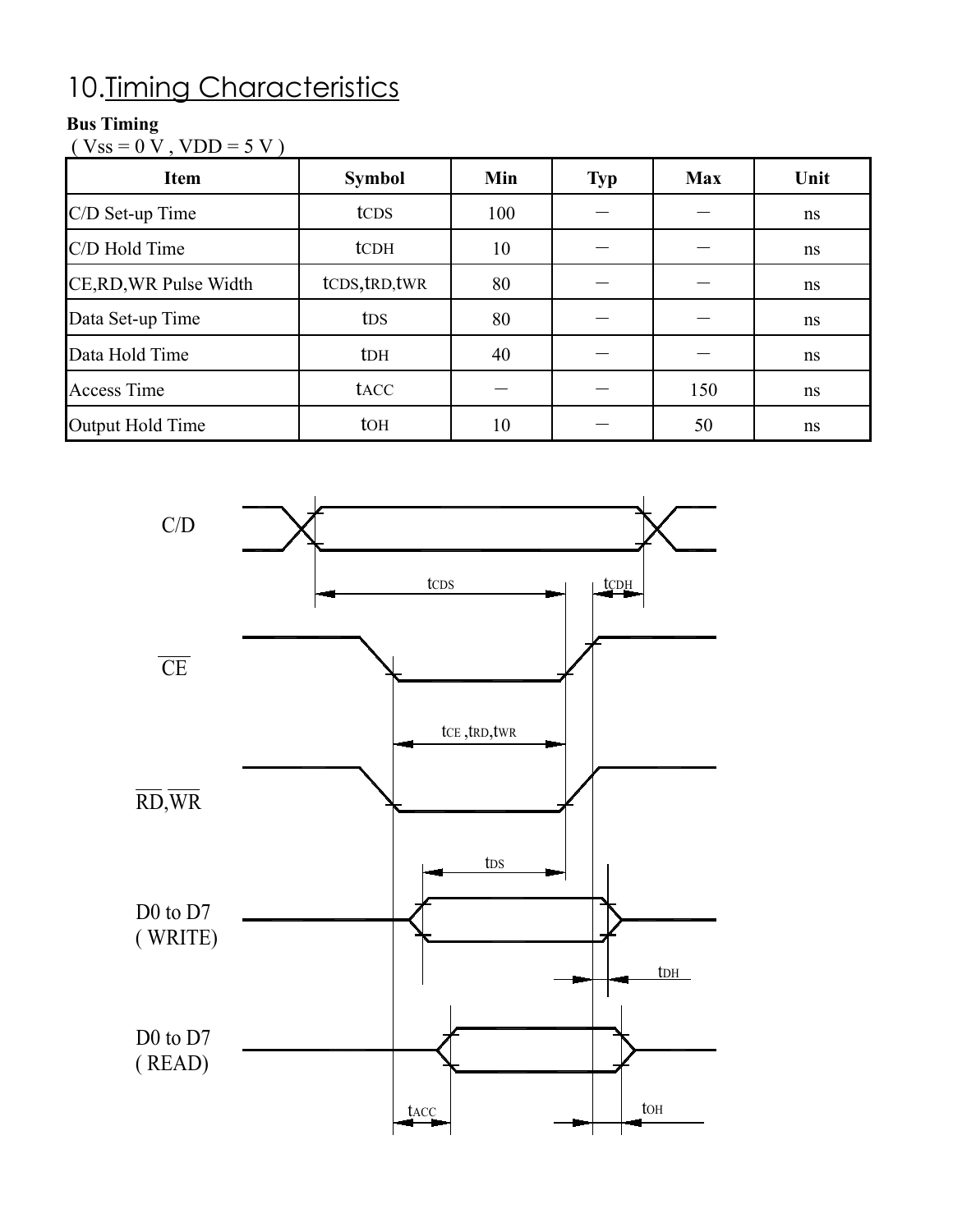# 10.Timing Characteristics

**Bus Timing**

( Vss = 0 V , VDD = 5 V )

| Item | Symbol | Min | Typ | Max | Unit |
|---|---|---|---|---|---|
| C/D Set-up Time | tCDS | 100 | − | − | ns |
| C/D Hold Time | tCDH | 10 | − | − | ns |
| CE,RD,WR Pulse Width | tCDS,tRD,tWR | 80 | − | − | ns |
| Data Set-up Time | tDS | 80 | − | − | ns |
| Data Hold Time | tDH | 40 | − | − | ns |
| Access Time | tACC | − | − | 150 | ns |
| Output Hold Time | tOH | 10 | − | 50 | ns |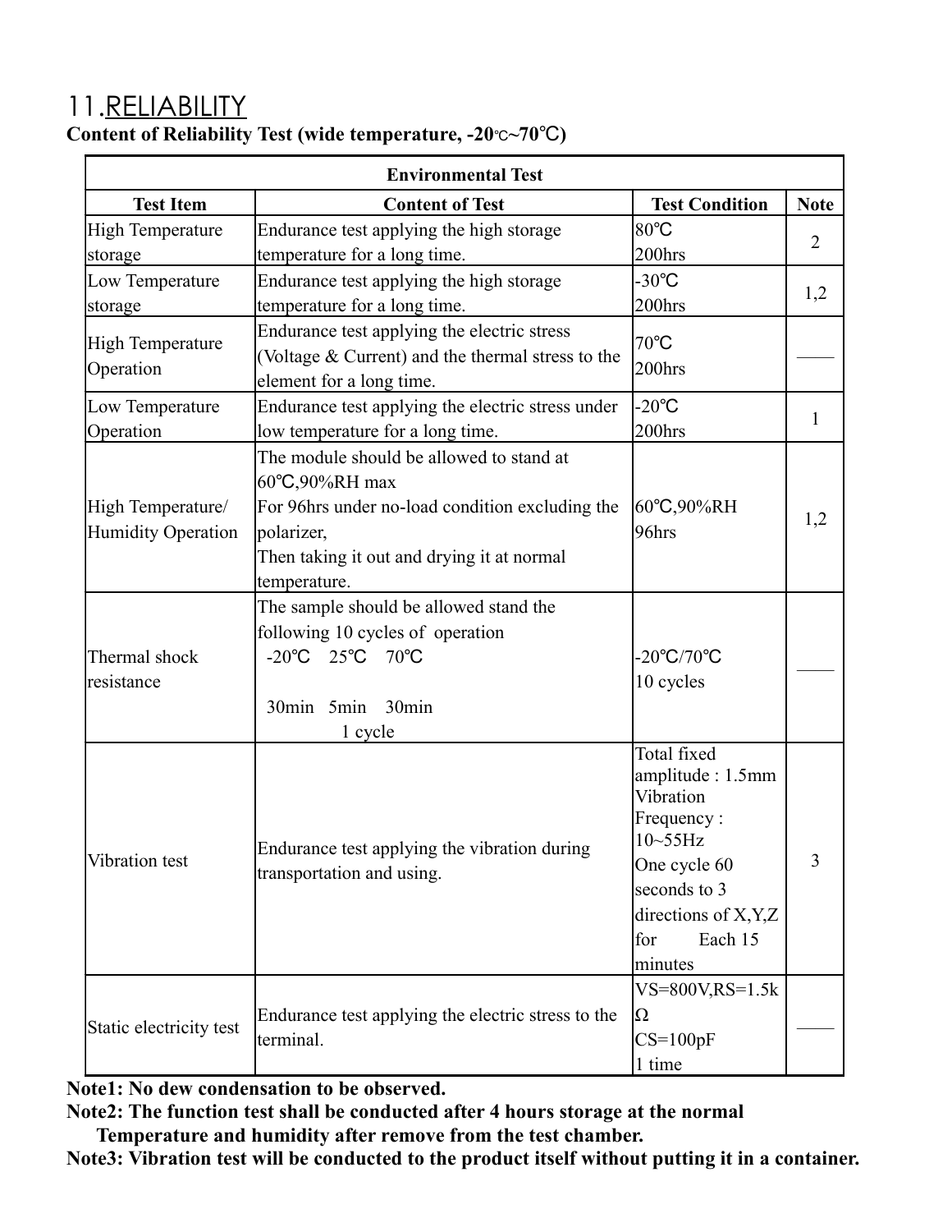## 11.RELIABILITY

**Content of Reliability Test (wide temperature, -20℃~70℃)**

| Environmental Test | | | |
|---|---|---|---|
| **Test Item** | **Content of Test** | **Test Condition** | **Note** |
| High Temperature storage | Endurance test applying the high storage temperature for a long time. | 80℃<br>200hrs | 2 |
| Low Temperature storage | Endurance test applying the high storage temperature for a long time. | -30℃<br>200hrs | 1,2 |
| High Temperature Operation | Endurance test applying the electric stress (Voltage & Current) and the thermal stress to the element for a long time. | 70℃<br>200hrs | —— |
| Low Temperature Operation | Endurance test applying the electric stress under low temperature for a long time. | -20℃<br>200hrs | 1 |
| High Temperature/ Humidity Operation | The module should be allowed to stand at 60℃,90%RH max<br>For 96hrs under no-load condition excluding the polarizer,<br>Then taking it out and drying it at normal temperature. | 60℃,90%RH<br>96hrs | 1,2 |
| Thermal shock resistance | The sample should be allowed stand the following 10 cycles of operation<br>-20℃ 25℃ 70℃<br>30min 5min 30min<br>1 cycle | -20℃/70℃<br>10 cycles | —— |
| Vibration test | Endurance test applying the vibration during transportation and using. | Total fixed amplitude : 1.5mm<br>Vibration Frequency : 10~55Hz<br>One cycle 60 seconds to 3 directions of X,Y,Z for Each 15 minutes | 3 |
| Static electricity test | Endurance test applying the electric stress to the terminal. | VS=800V,RS=1.5kΩ<br>CS=100pF<br>1 time | —— |

**Note1: No dew condensation to be observed.**

**Note2: The function test shall be conducted after 4 hours storage at the normal Temperature and humidity after remove from the test chamber.**

**Note3: Vibration test will be conducted to the product itself without putting it in a container.**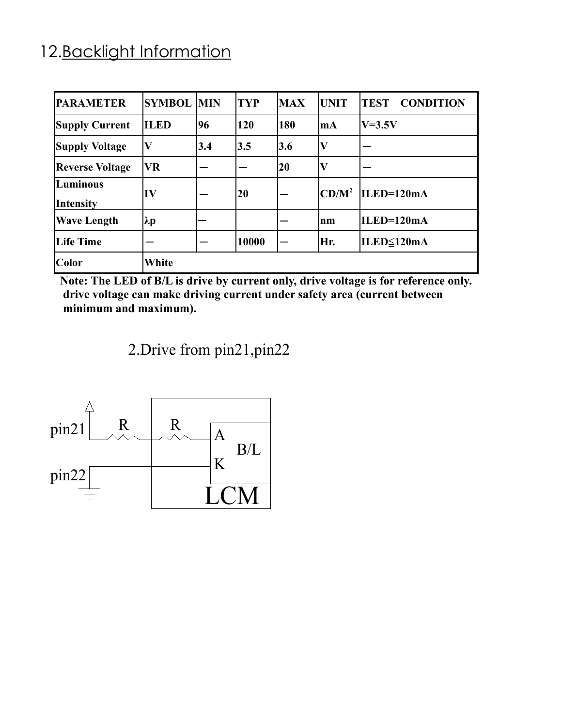## 12. Backlight Information

| PARAMETER | SYMBOL | MIN | TYP | MAX | UNIT | TEST CONDITION |
|---|---|---|---|---|---|---|
| Supply Current | ILED | 96 | 120 | 180 | mA | V=3.5V |
| Supply Voltage | V | 3.4 | 3.5 | 3.6 | V | — |
| Reverse Voltage | VR | — | — | 20 | V | — |
| Luminous Intensity | IV | — | 20 | — | $CD/M^2$ | ILED=120mA |
| Wave Length | λp | — | | — | nm | ILED=120mA |
| Life Time | — | — | 10000 | — | Hr. | ILED≦120mA |
| Color | White | | | | | |

**Note: The LED of B/L is drive by current only, drive voltage is for reference only. drive voltage can make driving current under safety area (current between minimum and maximum).**

2.Drive from pin21,pin22

pin21 R R A B/L K pin22 LCM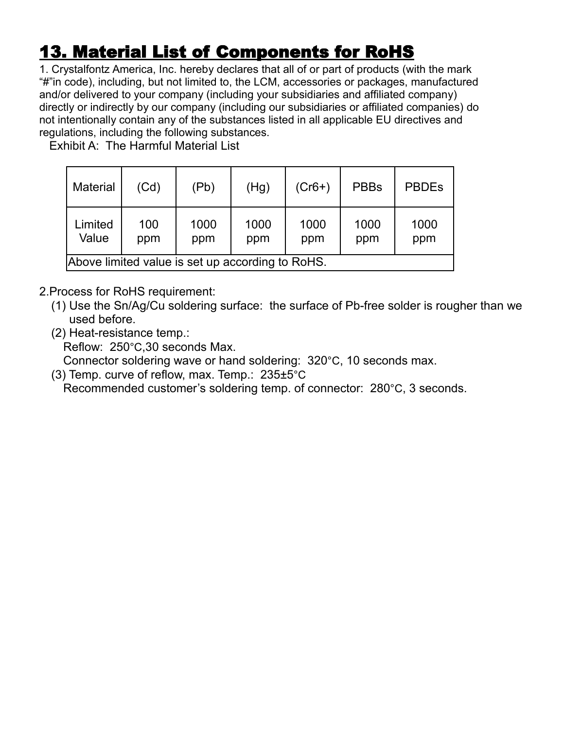# 13. Material List of Components for RoHS

1. Crystalfontz America, Inc. hereby declares that all of or part of products (with the mark "#"in code), including, but not limited to, the LCM, accessories or packages, manufactured and/or delivered to your company (including your subsidiaries and affiliated company) directly or indirectly by our company (including our subsidiaries or affiliated companies) do not intentionally contain any of the substances listed in all applicable EU directives and regulations, including the following substances.

Exhibit A: The Harmful Material List

| Material | (Cd) | (Pb) | (Hg) | (Cr6+) | PBBs | PBDEs |
|---|---|---|---|---|---|---|
| Limited Value | 100 ppm | 1000 ppm | 1000 ppm | 1000 ppm | 1000 ppm | 1000 ppm |
| Above limited value is set up according to RoHS. | | | | | | |

2.Process for RoHS requirement:

(1) Use the Sn/Ag/Cu soldering surface: the surface of Pb-free solder is rougher than we used before.

(2) Heat-resistance temp.:

Reflow: 250°C,30 seconds Max.

Connector soldering wave or hand soldering: 320°C, 10 seconds max.

(3) Temp. curve of reflow, max. Temp.: 235±5°C

Recommended customer's soldering temp. of connector: 280°C, 3 seconds.